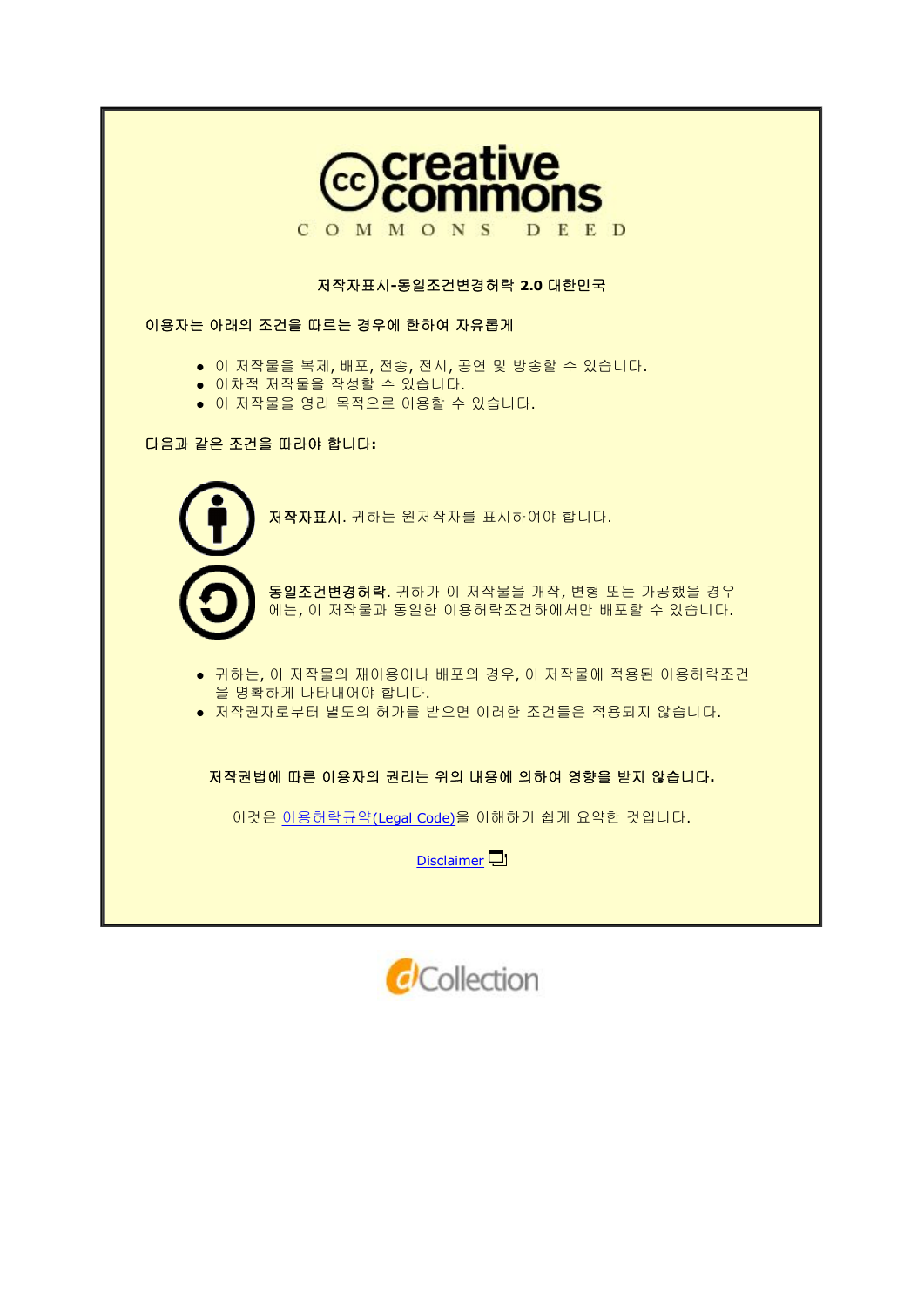creative commons

C O M M O N S D E E D

저작자표시-동일조건변경허락 2.0 대한민국

이용자는 아래의 조건을 따르는 경우에 한하여 자유롭게

- 이 저작물을 복제, 배포, 전송, 전시, 공연 및 방송할 수 있습니다.
- 이차적 저작물을 작성할 수 있습니다.
- 이 저작물을 영리 목적으로 이용할 수 있습니다.

다음과 같은 조건을 따라야 합니다:

**저작자표시.** 귀하는 원저작자를 표시하여야 합니다.

**동일조건변경허락.** 귀하가 이 저작물을 개작, 변형 또는 가공했을 경우에는, 이 저작물과 동일한 이용허락조건하에서만 배포할 수 있습니다.

- 귀하는, 이 저작물의 재이용이나 배포의 경우, 이 저작물에 적용된 이용허락조건을 명확하게 나타내어야 합니다.
- 저작권자로부터 별도의 허가를 받으면 이러한 조건들은 적용되지 않습니다.

**저작권법에 따른 이용자의 권리는 위의 내용에 의하여 영향을 받지 않습니다.**

이것은 이용허락규약(Legal Code)을 이해하기 쉽게 요약한 것입니다.

Disclaimer

dCollection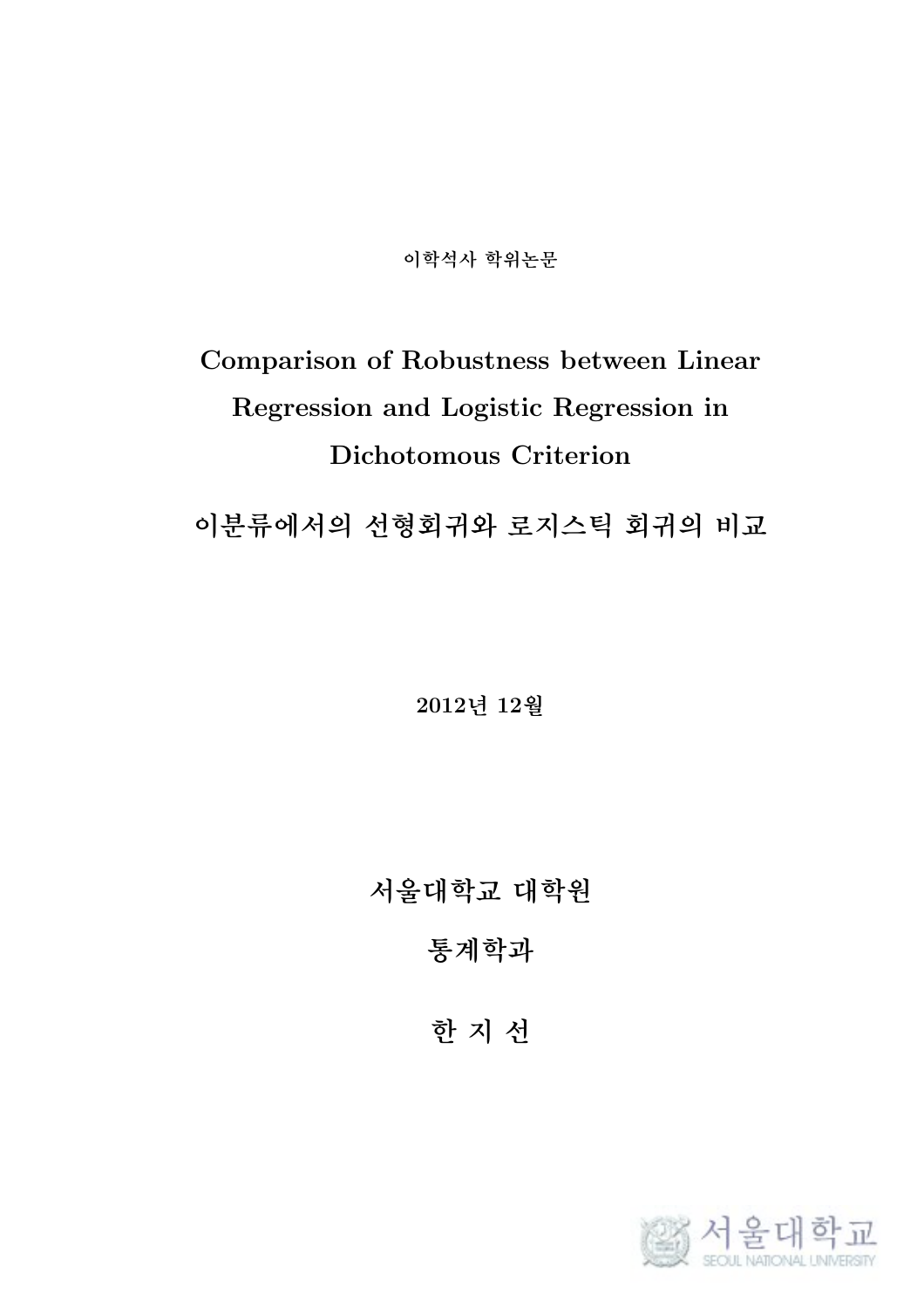이학석사 학위논문

# Comparison of Robustness between Linear Regression and Logistic Regression in Dichotomous Criterion

# 이분류에서의 선형회귀와 로지스틱 회귀의 비교

**2012년 12월**

**서울대학교 대학원**

**통계학과**

**한 지 선**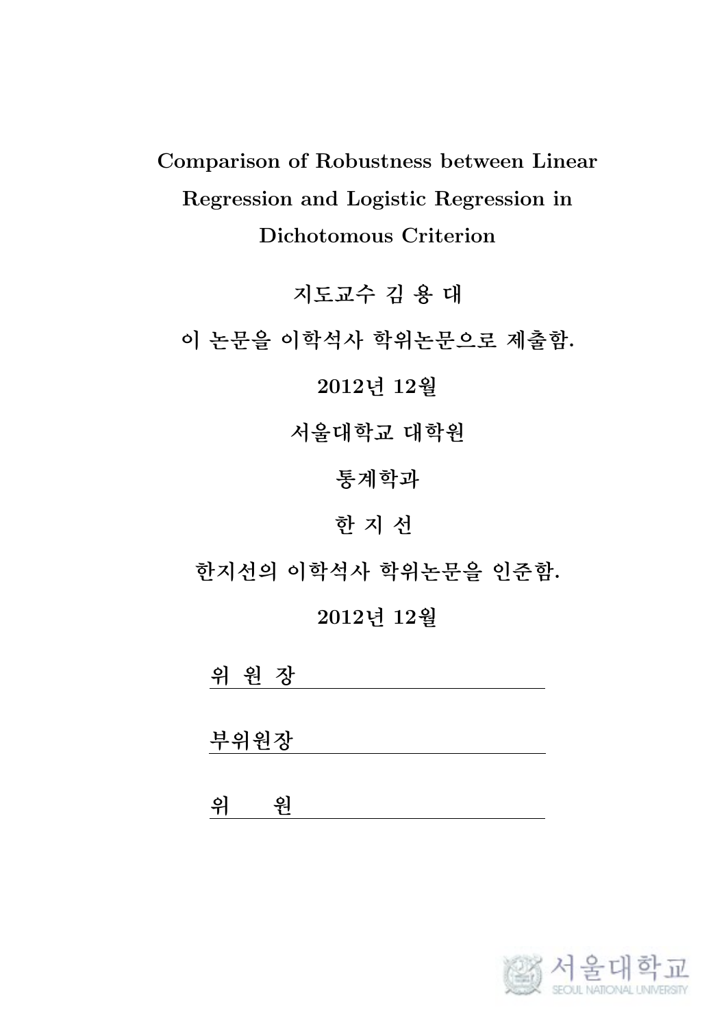**Comparison of Robustness between Linear Regression and Logistic Regression in Dichotomous Criterion**

**지도교수 김 용 대**

**이 논문을 이학석사 학위논문으로 제출함.**

**2012년 12월**

**서울대학교 대학원**

**통계학과**

**한 지 선**

**한지선의 이학석사 학위논문을 인준함.**

**2012년 12월**

**위 원 장** \_\_\_\_\_\_\_\_\_\_\_\_\_\_\_\_\_\_\_\_\_\_\_\_

**부위원장** \_\_\_\_\_\_\_\_\_\_\_\_\_\_\_\_\_\_\_\_\_\_\_\_

**위 원** \_\_\_\_\_\_\_\_\_\_\_\_\_\_\_\_\_\_\_\_\_\_\_\_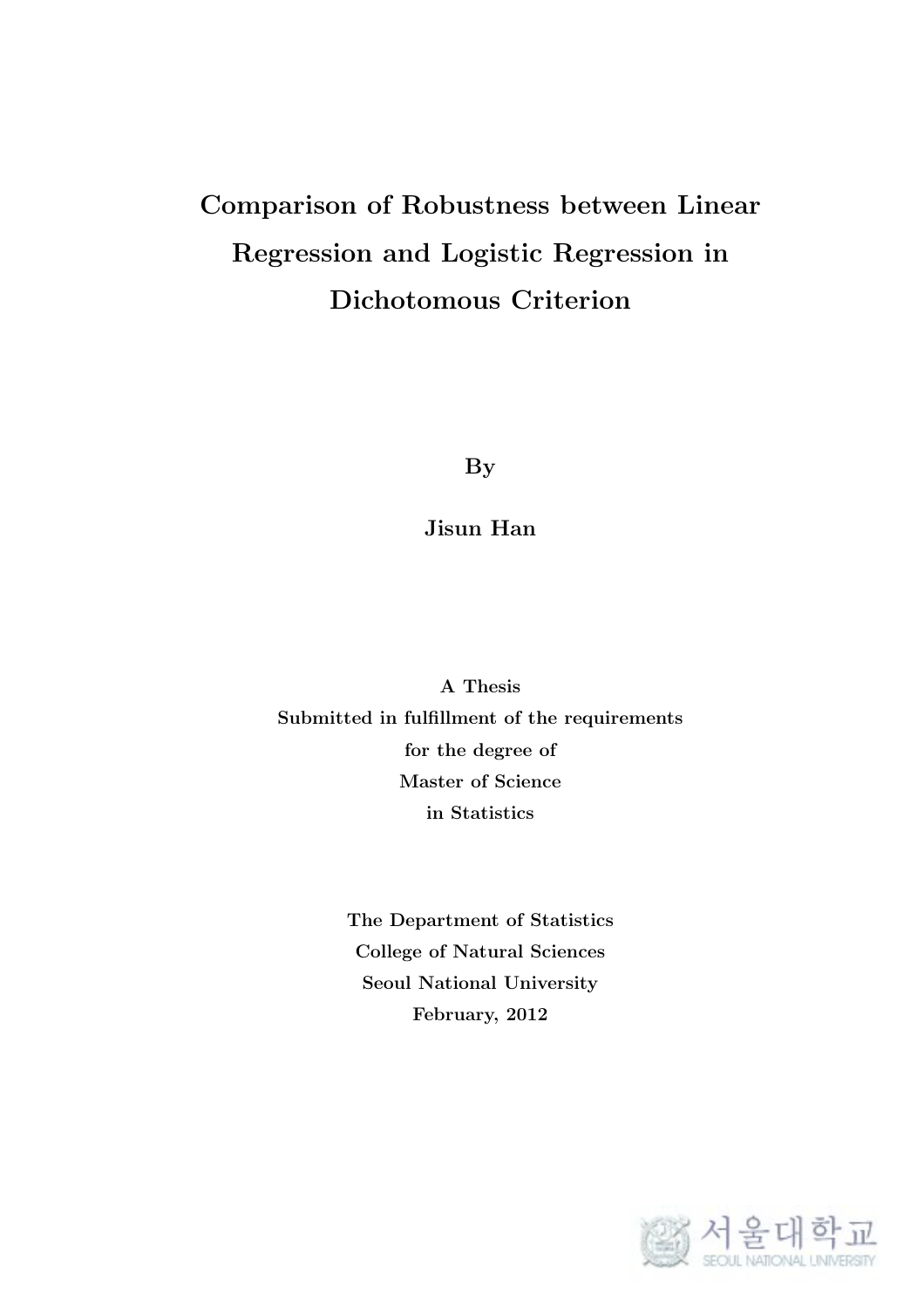# Comparison of Robustness between Linear Regression and Logistic Regression in Dichotomous Criterion

By

Jisun Han

A Thesis
Submitted in fulfillment of the requirements
for the degree of
Master of Science
in Statistics

The Department of Statistics
College of Natural Sciences
Seoul National University
February, 2012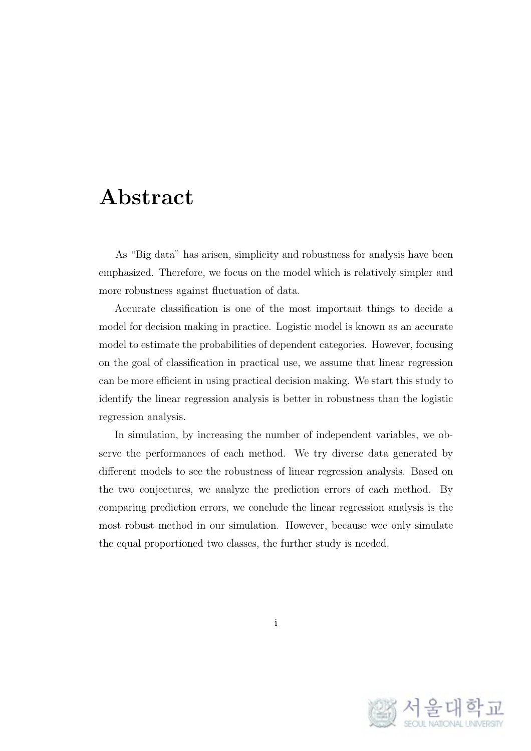# Abstract

As "Big data" has arisen, simplicity and robustness for analysis have been emphasized. Therefore, we focus on the model which is relatively simpler and more robustness against fluctuation of data.

Accurate classification is one of the most important things to decide a model for decision making in practice. Logistic model is known as an accurate model to estimate the probabilities of dependent categories. However, focusing on the goal of classification in practical use, we assume that linear regression can be more efficient in using practical decision making. We start this study to identify the linear regression analysis is better in robustness than the logistic regression analysis.

In simulation, by increasing the number of independent variables, we observe the performances of each method. We try diverse data generated by different models to see the robustness of linear regression analysis. Based on the two conjectures, we analyze the prediction errors of each method. By comparing prediction errors, we conclude the linear regression analysis is the most robust method in our simulation. However, because wee only simulate the equal proportioned two classes, the further study is needed.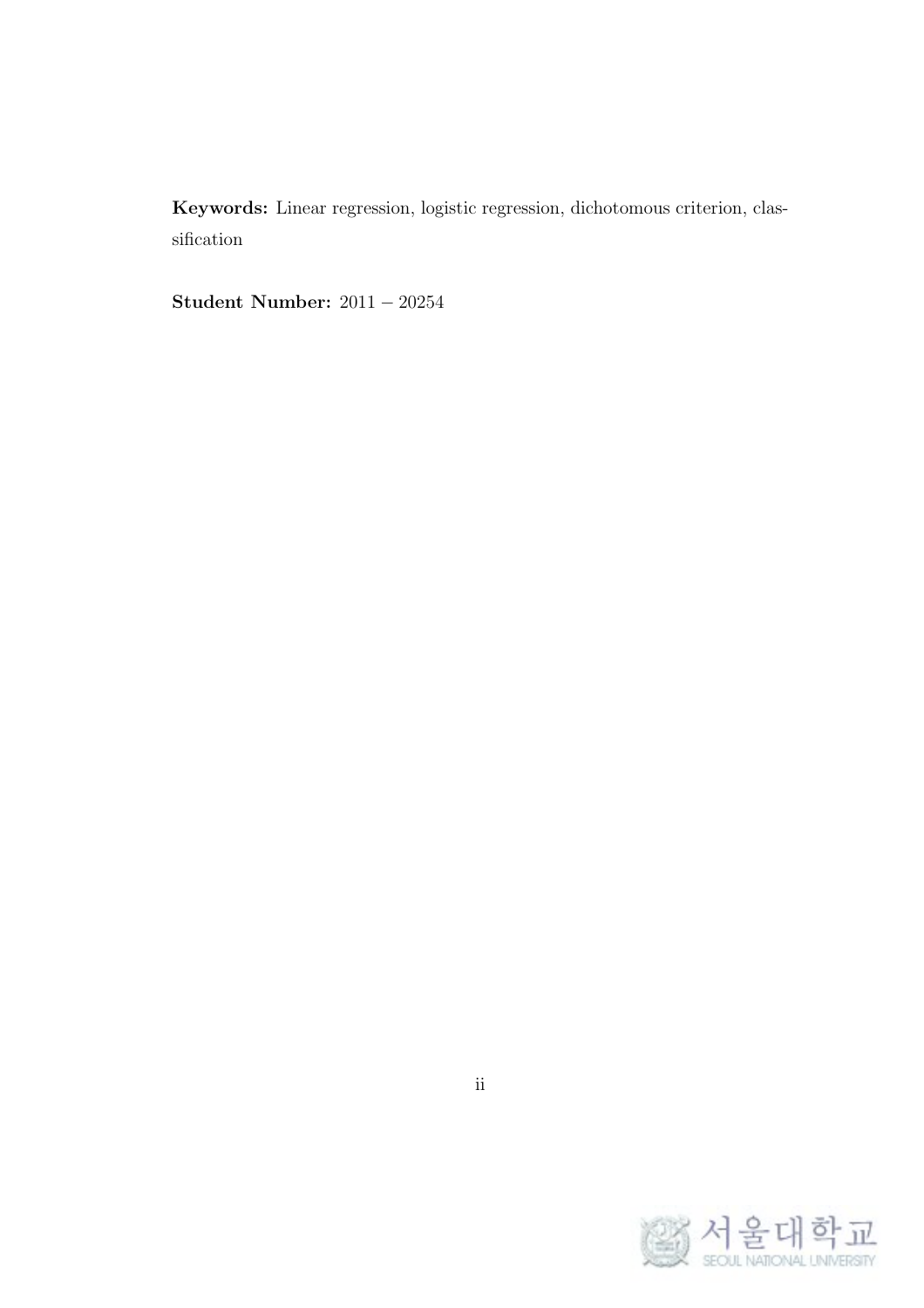**Keywords:** Linear regression, logistic regression, dichotomous criterion, classification

**Student Number:** $2011 - 20254$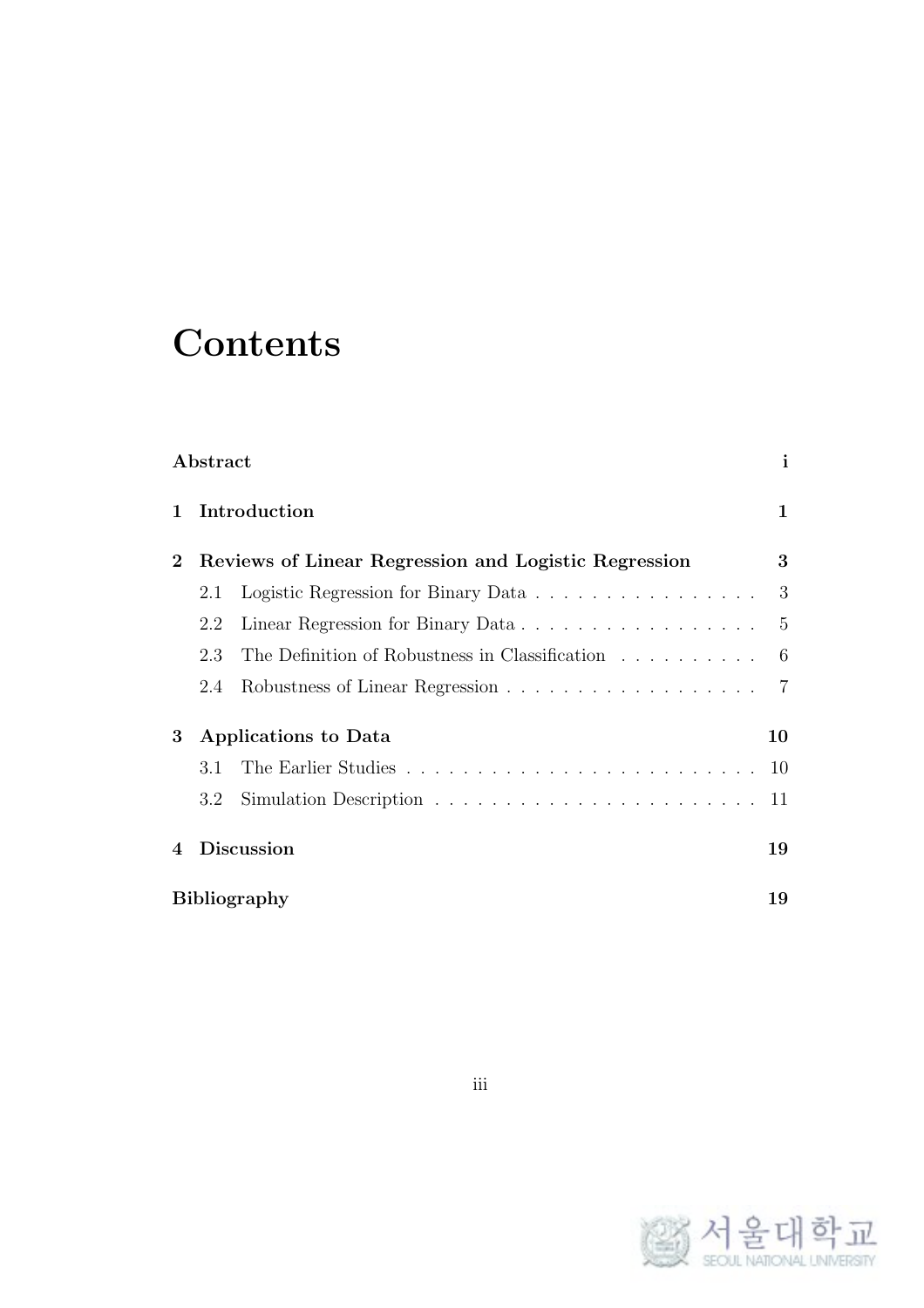# Contents

**Abstract** **i**

**1 Introduction** **1**

**2 Reviews of Linear Regression and Logistic Regression** **3**

- 2.1 Logistic Regression for Binary Data . . . . . . . . . . . . . . . . 3
- 2.2 Linear Regression for Binary Data . . . . . . . . . . . . . . . . . 5
- 2.3 The Definition of Robustness in Classification . . . . . . . . . . 6
- 2.4 Robustness of Linear Regression . . . . . . . . . . . . . . . . . . 7

**3 Applications to Data** **10**

- 3.1 The Earlier Studies . . . . . . . . . . . . . . . . . . . . . . . . . 10
- 3.2 Simulation Description . . . . . . . . . . . . . . . . . . . . . . . 11

**4 Discussion** **19**

**Bibliography** **19**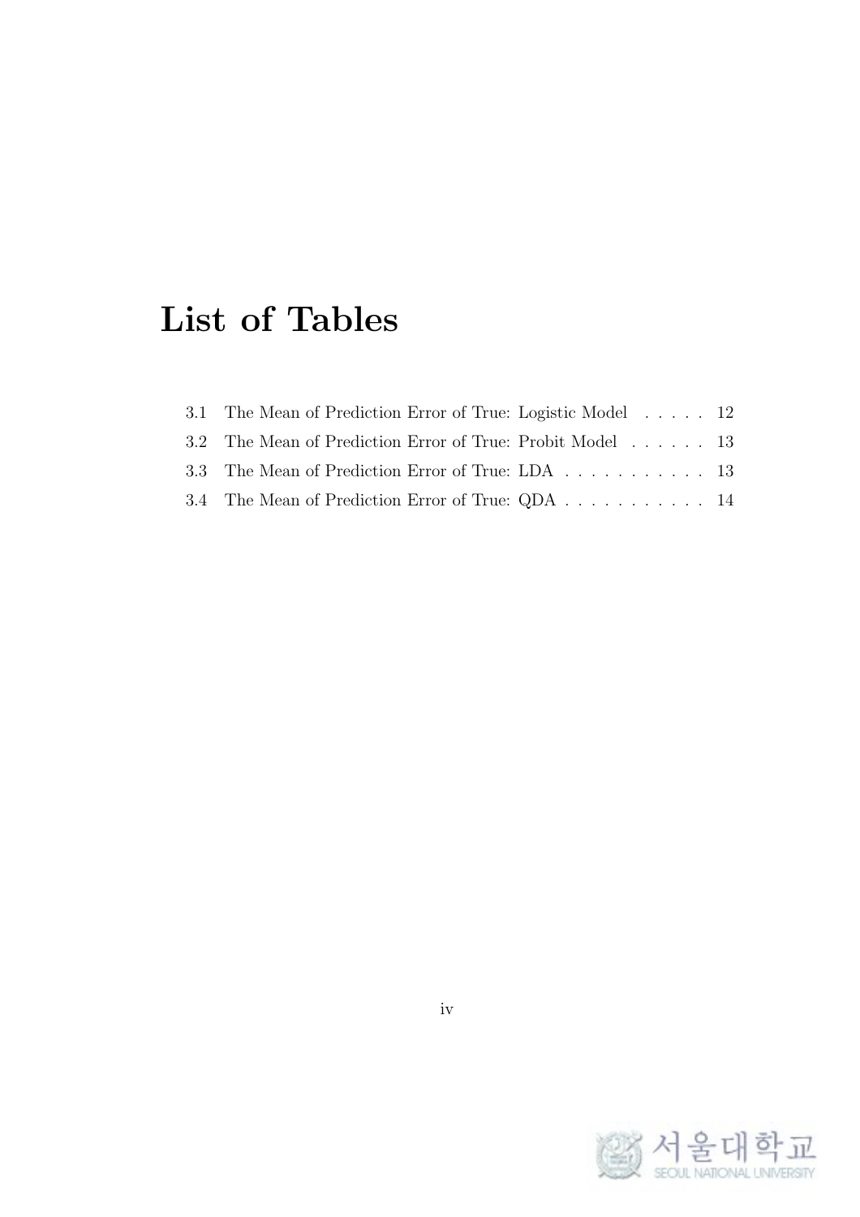# List of Tables

3.1 The Mean of Prediction Error of True: Logistic Model . . . . . 12

3.2 The Mean of Prediction Error of True: Probit Model . . . . . . 13

3.3 The Mean of Prediction Error of True: LDA . . . . . . . . . . . 13

3.4 The Mean of Prediction Error of True: QDA . . . . . . . . . . . 14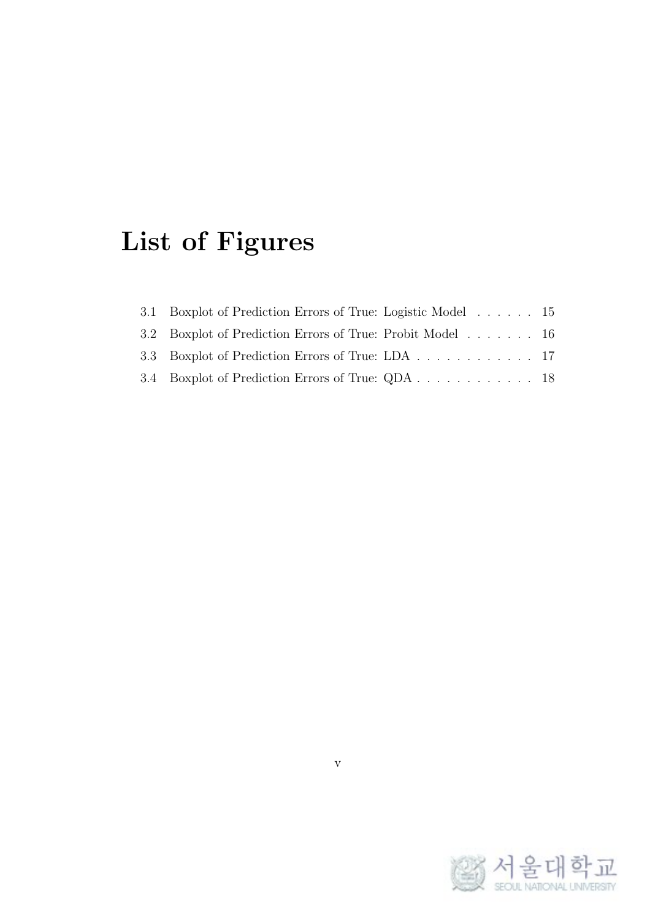# List of Figures

3.1 Boxplot of Prediction Errors of True: Logistic Model . . . . . . 15

3.2 Boxplot of Prediction Errors of True: Probit Model . . . . . . . 16

3.3 Boxplot of Prediction Errors of True: LDA . . . . . . . . . . . . 17

3.4 Boxplot of Prediction Errors of True: QDA . . . . . . . . . . . . 18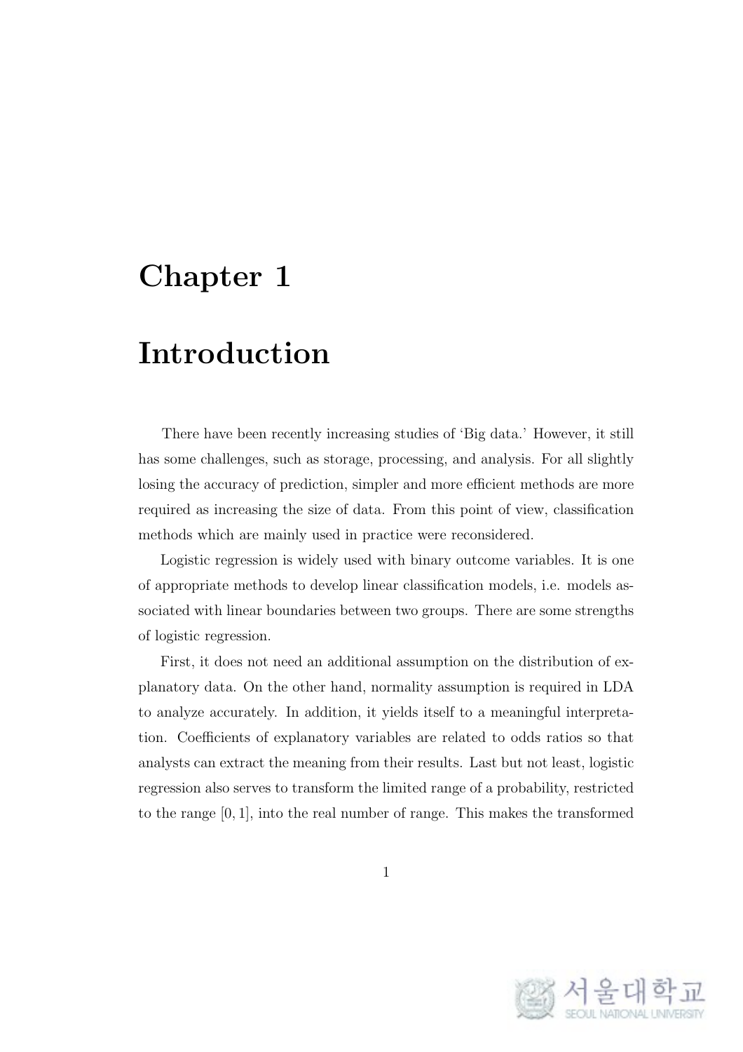# Chapter 1

# Introduction

There have been recently increasing studies of 'Big data.' However, it still has some challenges, such as storage, processing, and analysis. For all slightly losing the accuracy of prediction, simpler and more efficient methods are more required as increasing the size of data. From this point of view, classification methods which are mainly used in practice were reconsidered.

Logistic regression is widely used with binary outcome variables. It is one of appropriate methods to develop linear classification models, i.e. models associated with linear boundaries between two groups. There are some strengths of logistic regression.

First, it does not need an additional assumption on the distribution of explanatory data. On the other hand, normality assumption is required in LDA to analyze accurately. In addition, it yields itself to a meaningful interpretation. Coefficients of explanatory variables are related to odds ratios so that analysts can extract the meaning from their results. Last but not least, logistic regression also serves to transform the limited range of a probability, restricted to the range $[0, 1]$, into the real number of range. This makes the transformed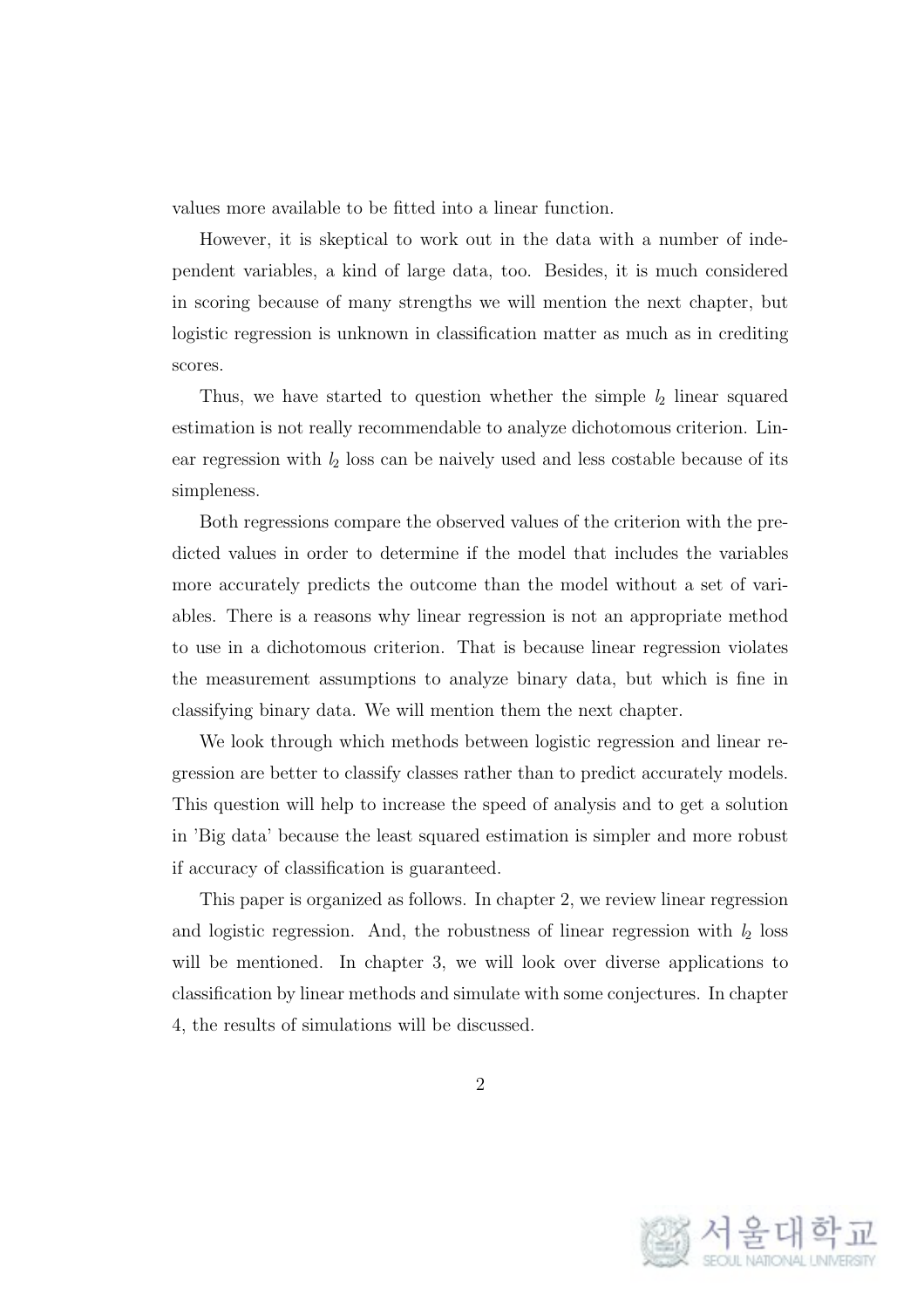values more available to be fitted into a linear function.

However, it is skeptical to work out in the data with a number of independent variables, a kind of large data, too. Besides, it is much considered in scoring because of many strengths we will mention the next chapter, but logistic regression is unknown in classification matter as much as in crediting scores.

Thus, we have started to question whether the simple $l_2$ linear squared estimation is not really recommendable to analyze dichotomous criterion. Linear regression with $l_2$ loss can be naively used and less costable because of its simpleness.

Both regressions compare the observed values of the criterion with the predicted values in order to determine if the model that includes the variables more accurately predicts the outcome than the model without a set of variables. There is a reasons why linear regression is not an appropriate method to use in a dichotomous criterion. That is because linear regression violates the measurement assumptions to analyze binary data, but which is fine in classifying binary data. We will mention them the next chapter.

We look through which methods between logistic regression and linear regression are better to classify classes rather than to predict accurately models. This question will help to increase the speed of analysis and to get a solution in 'Big data' because the least squared estimation is simpler and more robust if accuracy of classification is guaranteed.

This paper is organized as follows. In chapter 2, we review linear regression and logistic regression. And, the robustness of linear regression with $l_2$ loss will be mentioned. In chapter 3, we will look over diverse applications to classification by linear methods and simulate with some conjectures. In chapter 4, the results of simulations will be discussed.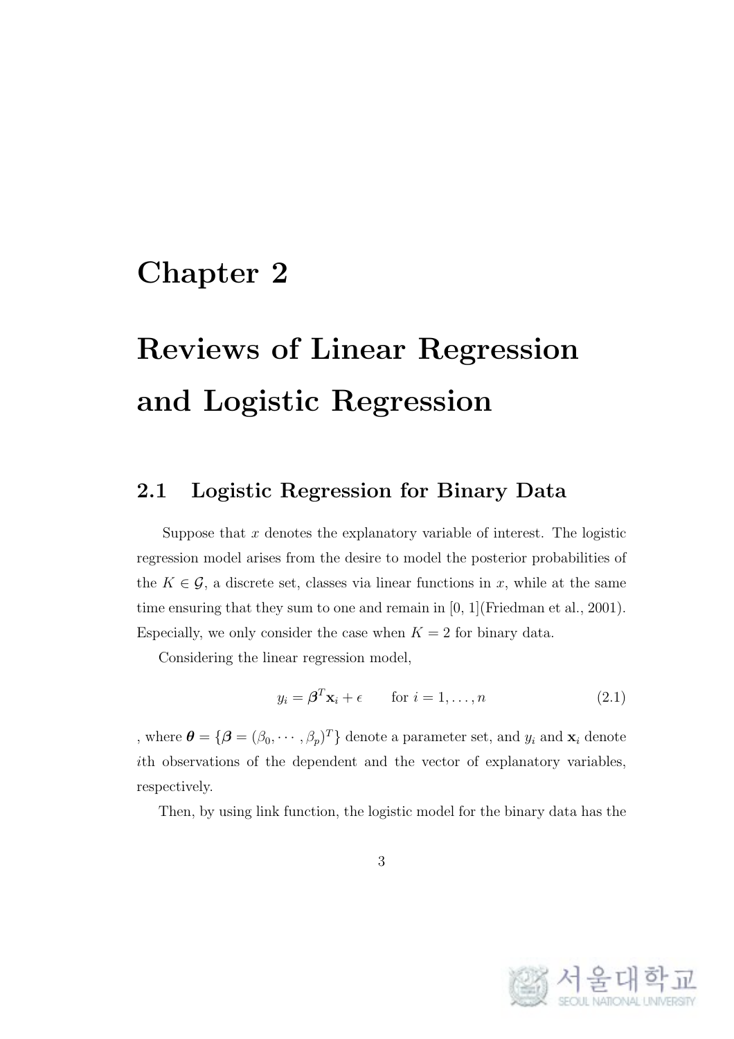# Chapter 2

# Reviews of Linear Regression and Logistic Regression

## 2.1 Logistic Regression for Binary Data

Suppose that $x$ denotes the explanatory variable of interest. The logistic regression model arises from the desire to model the posterior probabilities of the $K \in \mathcal{G}$, a discrete set, classes via linear functions in $x$, while at the same time ensuring that they sum to one and remain in [0, 1](Friedman et al., 2001). Especially, we only consider the case when $K = 2$ for binary data.

Considering the linear regression model,

$$y_i = \boldsymbol{\beta}^T \mathbf{x}_i + \epsilon \qquad \text{for } i = 1, \ldots, n \tag{2.1}$$

, where $\boldsymbol{\theta} = \{\boldsymbol{\beta} = (\beta_0, \cdots, \beta_p)^T\}$ denote a parameter set, and $y_i$ and $\mathbf{x}_i$ denote $i$th observations of the dependent and the vector of explanatory variables, respectively.

Then, by using link function, the logistic model for the binary data has the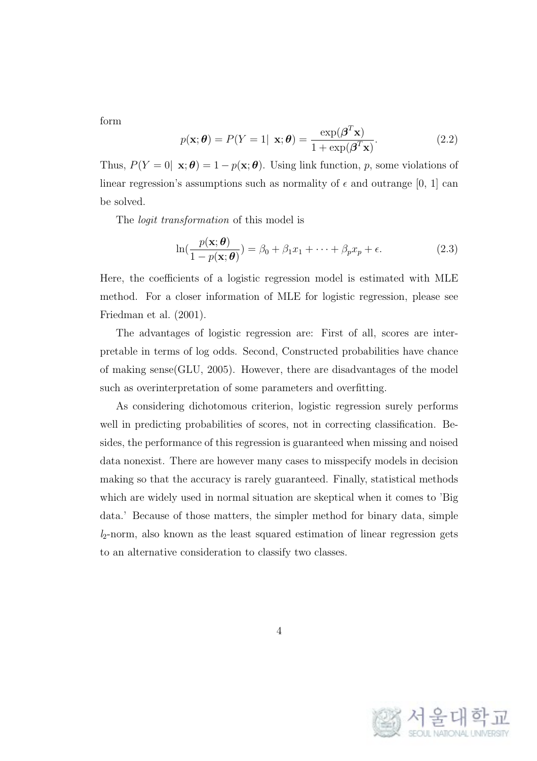form

$$p(\mathbf{x}; \boldsymbol{\theta}) = P(Y = 1|\ \mathbf{x}; \boldsymbol{\theta}) = \frac{\exp(\boldsymbol{\beta}^T \mathbf{x})}{1 + \exp(\boldsymbol{\beta}^T \mathbf{x})}. \tag{2.2}$$

Thus, $P(Y = 0|\ \mathbf{x}; \boldsymbol{\theta}) = 1 - p(\mathbf{x}; \boldsymbol{\theta})$. Using link function, $p$, some violations of linear regression's assumptions such as normality of $\epsilon$ and outrange [0, 1] can be solved.

The *logit transformation* of this model is

$$\ln(\frac{p(\mathbf{x}; \boldsymbol{\theta})}{1 - p(\mathbf{x}; \boldsymbol{\theta})}) = \beta_0 + \beta_1 x_1 + \cdots + \beta_p x_p + \epsilon. \tag{2.3}$$

Here, the coefficients of a logistic regression model is estimated with MLE method. For a closer information of MLE for logistic regression, please see Friedman et al. (2001).

The advantages of logistic regression are: First of all, scores are interpretable in terms of log odds. Second, Constructed probabilities have chance of making sense(GLU, 2005). However, there are disadvantages of the model such as overinterpretation of some parameters and overfitting.

As considering dichotomous criterion, logistic regression surely performs well in predicting probabilities of scores, not in correcting classification. Besides, the performance of this regression is guaranteed when missing and noised data nonexist. There are however many cases to misspecify models in decision making so that the accuracy is rarely guaranteed. Finally, statistical methods which are widely used in normal situation are skeptical when it comes to 'Big data.' Because of those matters, the simpler method for binary data, simple $l_2$-norm, also known as the least squared estimation of linear regression gets to an alternative consideration to classify two classes.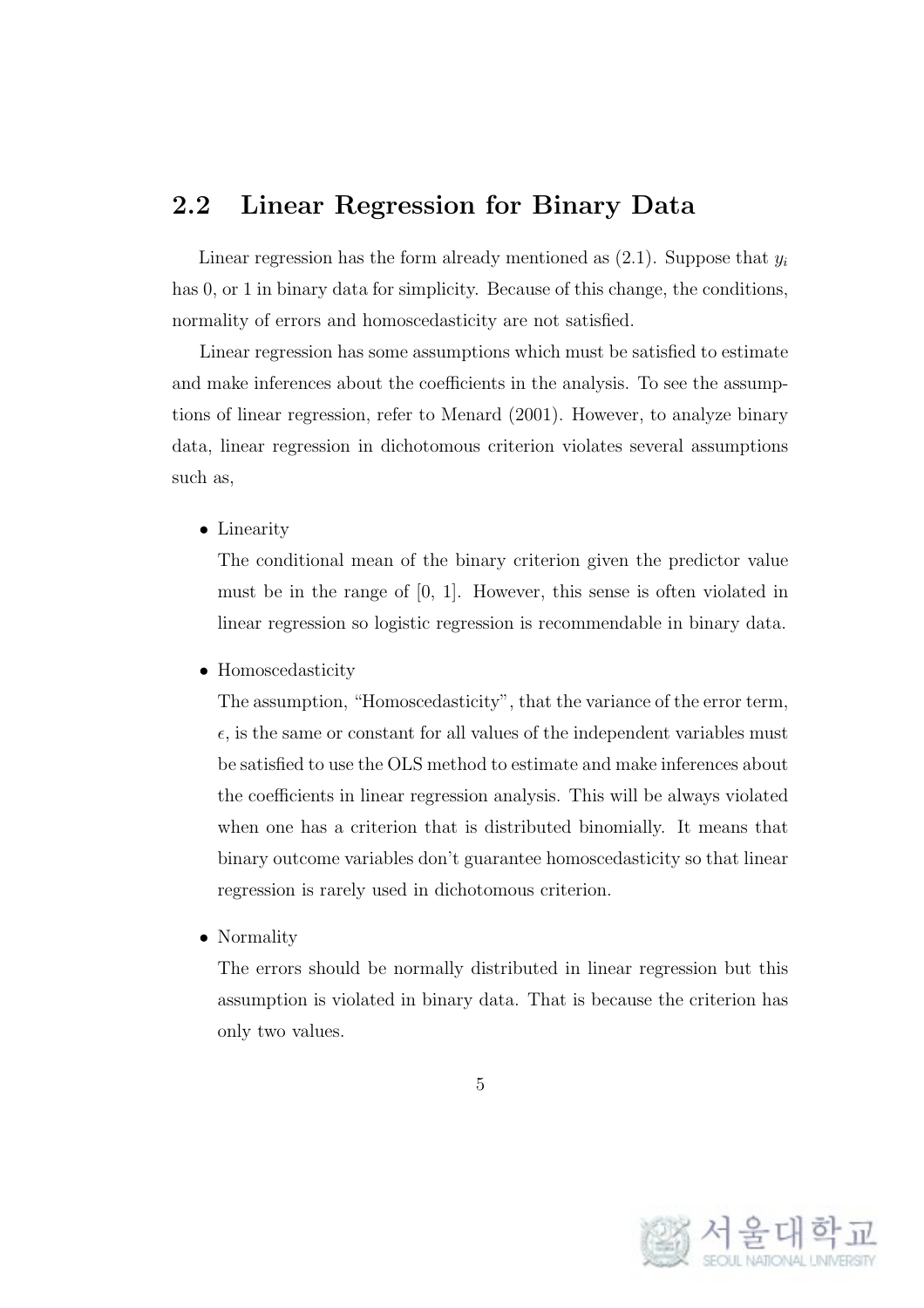## 2.2 Linear Regression for Binary Data

Linear regression has the form already mentioned as (2.1). Suppose that $y_i$ has 0, or 1 in binary data for simplicity. Because of this change, the conditions, normality of errors and homoscedasticity are not satisfied.

Linear regression has some assumptions which must be satisfied to estimate and make inferences about the coefficients in the analysis. To see the assumptions of linear regression, refer to Menard (2001). However, to analyze binary data, linear regression in dichotomous criterion violates several assumptions such as,

- Linearity

  The conditional mean of the binary criterion given the predictor value must be in the range of [0, 1]. However, this sense is often violated in linear regression so logistic regression is recommendable in binary data.

- Homoscedasticity

  The assumption, "Homoscedasticity", that the variance of the error term, $\epsilon$, is the same or constant for all values of the independent variables must be satisfied to use the OLS method to estimate and make inferences about the coefficients in linear regression analysis. This will be always violated when one has a criterion that is distributed binomially. It means that binary outcome variables don't guarantee homoscedasticity so that linear regression is rarely used in dichotomous criterion.

- Normality

  The errors should be normally distributed in linear regression but this assumption is violated in binary data. That is because the criterion has only two values.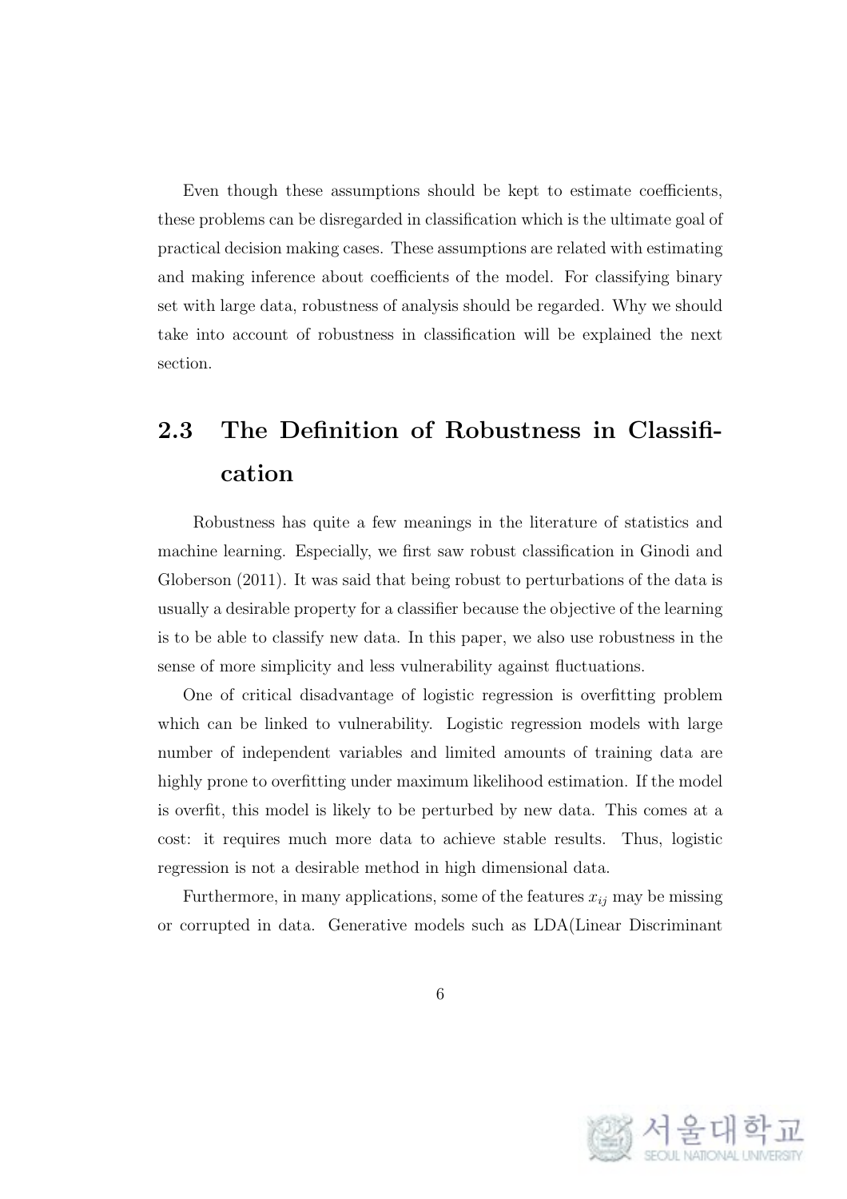Even though these assumptions should be kept to estimate coefficients, these problems can be disregarded in classification which is the ultimate goal of practical decision making cases. These assumptions are related with estimating and making inference about coefficients of the model. For classifying binary set with large data, robustness of analysis should be regarded. Why we should take into account of robustness in classification will be explained the next section.

## 2.3 The Definition of Robustness in Classification

Robustness has quite a few meanings in the literature of statistics and machine learning. Especially, we first saw robust classification in Ginodi and Globerson (2011). It was said that being robust to perturbations of the data is usually a desirable property for a classifier because the objective of the learning is to be able to classify new data. In this paper, we also use robustness in the sense of more simplicity and less vulnerability against fluctuations.

One of critical disadvantage of logistic regression is overfitting problem which can be linked to vulnerability. Logistic regression models with large number of independent variables and limited amounts of training data are highly prone to overfitting under maximum likelihood estimation. If the model is overfit, this model is likely to be perturbed by new data. This comes at a cost: it requires much more data to achieve stable results. Thus, logistic regression is not a desirable method in high dimensional data.

Furthermore, in many applications, some of the features $x_{ij}$ may be missing or corrupted in data. Generative models such as LDA(Linear Discriminant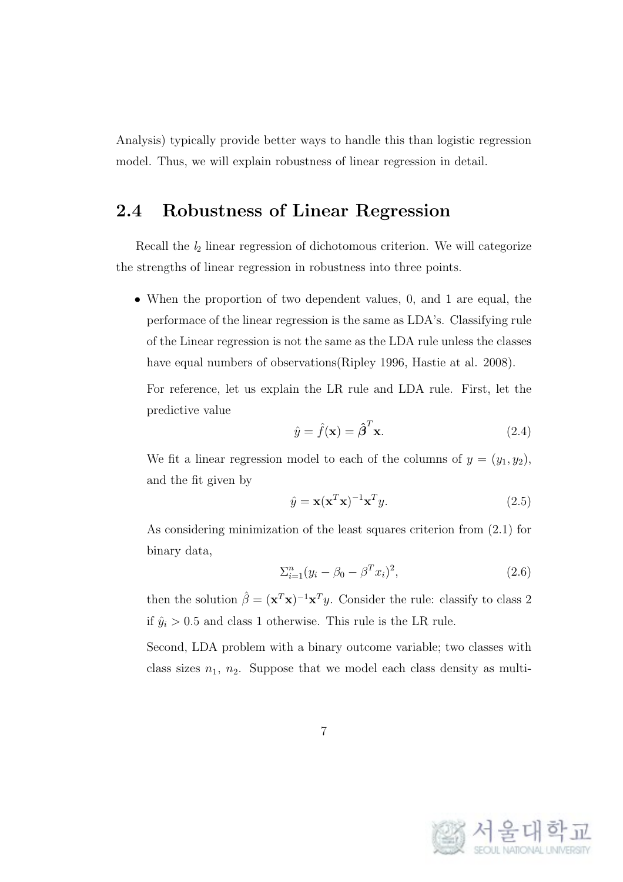Analysis) typically provide better ways to handle this than logistic regression model. Thus, we will explain robustness of linear regression in detail.

## 2.4 Robustness of Linear Regression

Recall the $l_2$ linear regression of dichotomous criterion. We will categorize the strengths of linear regression in robustness into three points.

- When the proportion of two dependent values, 0, and 1 are equal, the performace of the linear regression is the same as LDA's. Classifying rule of the Linear regression is not the same as the LDA rule unless the classes have equal numbers of observations(Ripley 1996, Hastie at al. 2008).

  For reference, let us explain the LR rule and LDA rule. First, let the predictive value

  $$\hat{y} = \hat{f}(\mathbf{x}) = \hat{\boldsymbol{\beta}}^T\mathbf{x}. \tag{2.4}$$

  We fit a linear regression model to each of the columns of $y = (y_1, y_2)$, and the fit given by

  $$\hat{y} = \mathbf{x}(\mathbf{x}^T\mathbf{x})^{-1}\mathbf{x}^T y. \tag{2.5}$$

  As considering minimization of the least squares criterion from (2.1) for binary data,

  $$\Sigma_{i=1}^n (y_i - \beta_0 - \beta^T x_i)^2, \tag{2.6}$$

  then the solution $\hat{\beta} = (\mathbf{x}^T\mathbf{x})^{-1}\mathbf{x}^T y$. Consider the rule: classify to class 2 if $\hat{y}_i > 0.5$ and class 1 otherwise. This rule is the LR rule.

  Second, LDA problem with a binary outcome variable; two classes with class sizes $n_1$, $n_2$. Suppose that we model each class density as multi-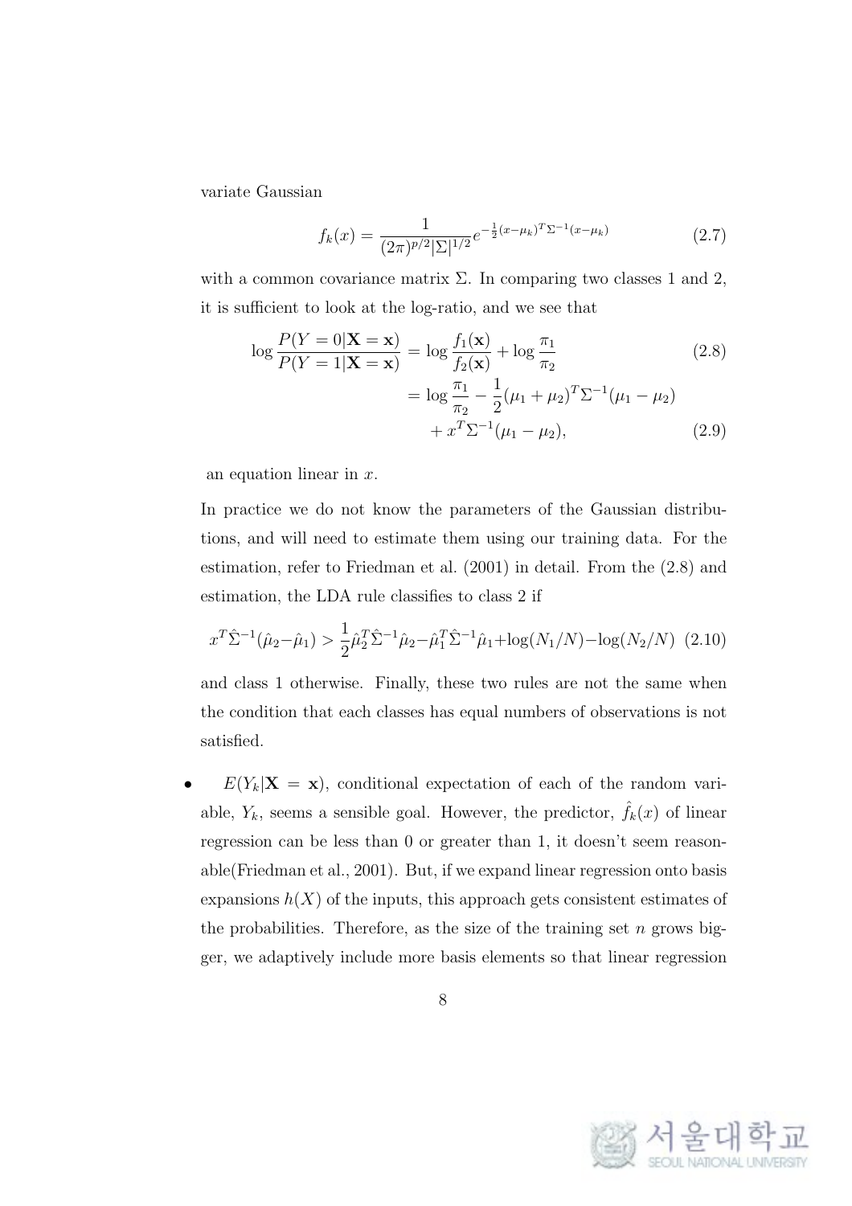variate Gaussian

$$f_k(x) = \frac{1}{(2\pi)^{p/2}|\Sigma|^{1/2}} e^{-\frac{1}{2}(x-\mu_k)^T\Sigma^{-1}(x-\mu_k)} \tag{2.7}$$

with a common covariance matrix $\Sigma$. In comparing two classes 1 and 2, it is sufficient to look at the log-ratio, and we see that

$$\log\frac{P(Y=0|\mathbf{X}=\mathbf{x})}{P(Y=1|\mathbf{X}=\mathbf{x})} = \log\frac{f_1(\mathbf{x})}{f_2(\mathbf{x})} + \log\frac{\pi_1}{\pi_2} \tag{2.8}$$

$$= \log\frac{\pi_1}{\pi_2} - \frac{1}{2}(\mu_1+\mu_2)^T\Sigma^{-1}(\mu_1-\mu_2) + x^T\Sigma^{-1}(\mu_1-\mu_2), \tag{2.9}$$

an equation linear in $x$.

In practice we do not know the parameters of the Gaussian distributions, and will need to estimate them using our training data. For the estimation, refer to Friedman et al. (2001) in detail. From the (2.8) and estimation, the LDA rule classifies to class 2 if

$$x^T\hat{\Sigma}^{-1}(\hat{\mu}_2-\hat{\mu}_1) > \frac{1}{2}\hat{\mu}_2^T\hat{\Sigma}^{-1}\hat{\mu}_2 - \hat{\mu}_1^T\hat{\Sigma}^{-1}\hat{\mu}_1 + \log(N_1/N) - \log(N_2/N) \tag{2.10}$$

and class 1 otherwise. Finally, these two rules are not the same when the condition that each classes has equal numbers of observations is not satisfied.

- $E(Y_k|\mathbf{X}=\mathbf{x})$, conditional expectation of each of the random variable, $Y_k$, seems a sensible goal. However, the predictor, $\hat{f}_k(x)$ of linear regression can be less than 0 or greater than 1, it doesn't seem reasonable(Friedman et al., 2001). But, if we expand linear regression onto basis expansions $h(X)$ of the inputs, this approach gets consistent estimates of the probabilities. Therefore, as the size of the training set $n$ grows bigger, we adaptively include more basis elements so that linear regression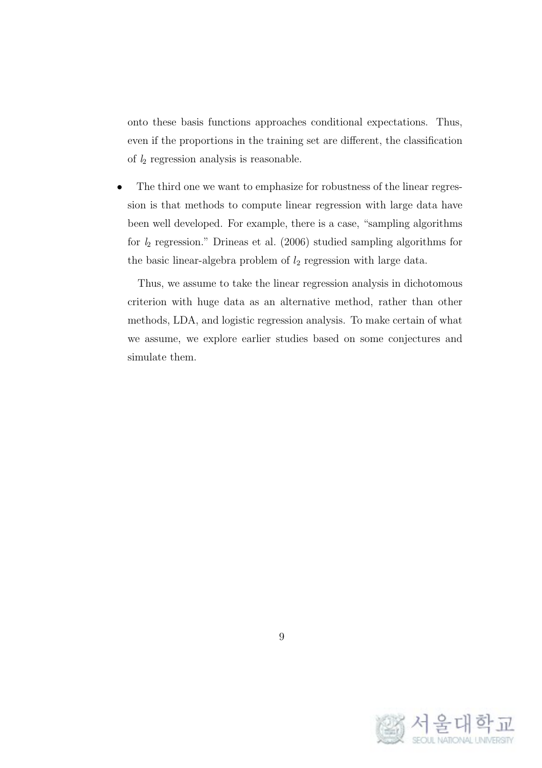onto these basis functions approaches conditional expectations. Thus, even if the proportions in the training set are different, the classification of $l_2$ regression analysis is reasonable.

- The third one we want to emphasize for robustness of the linear regression is that methods to compute linear regression with large data have been well developed. For example, there is a case, "sampling algorithms for $l_2$ regression." Drineas et al. (2006) studied sampling algorithms for the basic linear-algebra problem of $l_2$ regression with large data.

  Thus, we assume to take the linear regression analysis in dichotomous criterion with huge data as an alternative method, rather than other methods, LDA, and logistic regression analysis. To make certain of what we assume, we explore earlier studies based on some conjectures and simulate them.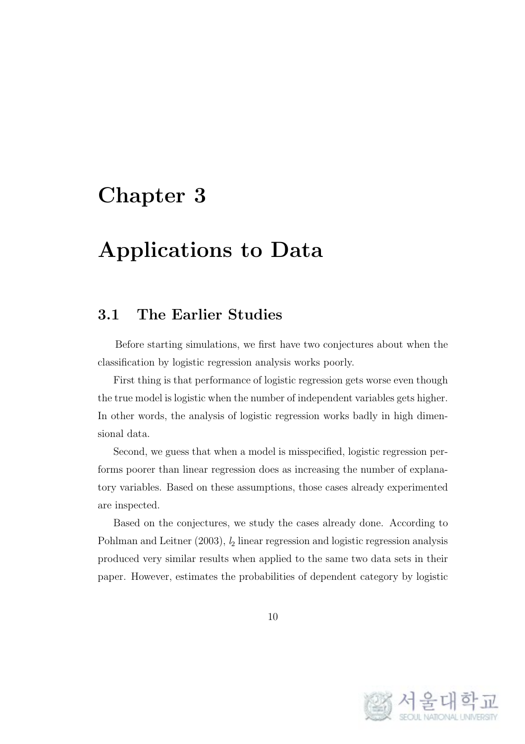# Chapter 3

# Applications to Data

## 3.1 The Earlier Studies

Before starting simulations, we first have two conjectures about when the classification by logistic regression analysis works poorly.

First thing is that performance of logistic regression gets worse even though the true model is logistic when the number of independent variables gets higher. In other words, the analysis of logistic regression works badly in high dimensional data.

Second, we guess that when a model is misspecified, logistic regression performs poorer than linear regression does as increasing the number of explanatory variables. Based on these assumptions, those cases already experimented are inspected.

Based on the conjectures, we study the cases already done. According to Pohlman and Leitner (2003), $l_2$ linear regression and logistic regression analysis produced very similar results when applied to the same two data sets in their paper. However, estimates the probabilities of dependent category by logistic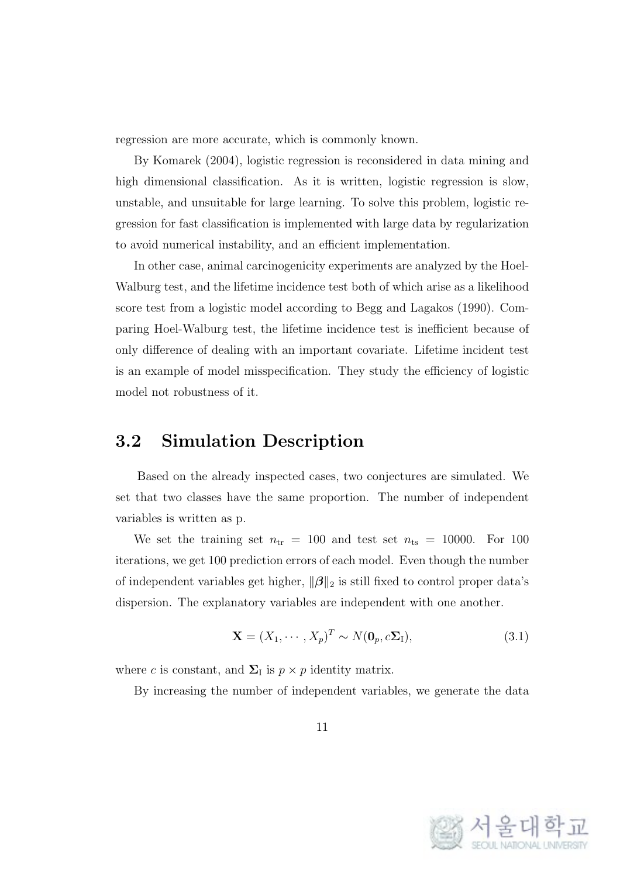regression are more accurate, which is commonly known.

By Komarek (2004), logistic regression is reconsidered in data mining and high dimensional classification. As it is written, logistic regression is slow, unstable, and unsuitable for large learning. To solve this problem, logistic regression for fast classification is implemented with large data by regularization to avoid numerical instability, and an efficient implementation.

In other case, animal carcinogenicity experiments are analyzed by the Hoel-Walburg test, and the lifetime incidence test both of which arise as a likelihood score test from a logistic model according to Begg and Lagakos (1990). Comparing Hoel-Walburg test, the lifetime incidence test is inefficient because of only difference of dealing with an important covariate. Lifetime incident test is an example of model misspecification. They study the efficiency of logistic model not robustness of it.

## 3.2 Simulation Description

Based on the already inspected cases, two conjectures are simulated. We set that two classes have the same proportion. The number of independent variables is written as p.

We set the training set $n_{\text{tr}} = 100$ and test set $n_{\text{ts}} = 10000$. For 100 iterations, we get 100 prediction errors of each model. Even though the number of independent variables get higher, $\|\boldsymbol{\beta}\|_2$ is still fixed to control proper data's dispersion. The explanatory variables are independent with one another.

$$\mathbf{X} = (X_1, \cdots, X_p)^T \sim N(\mathbf{0}_p, c\boldsymbol{\Sigma}_{\text{I}}), \tag{3.1}$$

where $c$ is constant, and $\boldsymbol{\Sigma}_{\text{I}}$ is $p \times p$ identity matrix.

By increasing the number of independent variables, we generate the data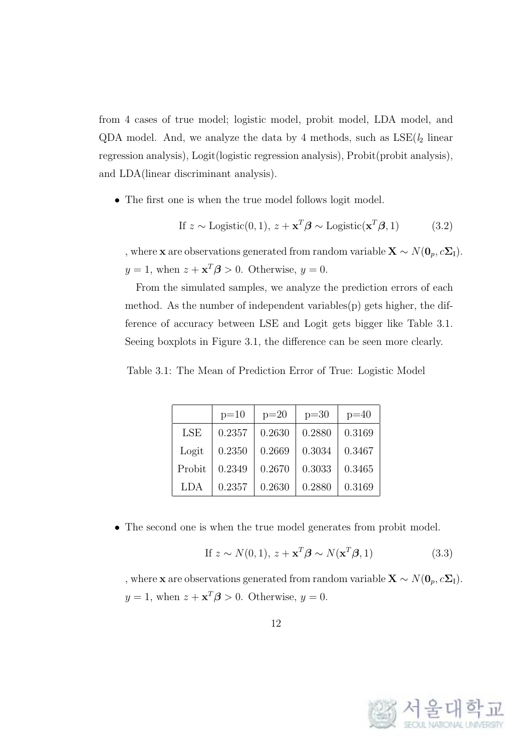from 4 cases of true model; logistic model, probit model, LDA model, and QDA model. And, we analyze the data by 4 methods, such as LSE($l_2$ linear regression analysis), Logit(logistic regression analysis), Probit(probit analysis), and LDA(linear discriminant analysis).

- The first one is when the true model follows logit model.

$$\text{If } z \sim \text{Logistic}(0,1),\ z + \mathbf{x}^T\boldsymbol{\beta} \sim \text{Logistic}(\mathbf{x}^T\boldsymbol{\beta}, 1) \tag{3.2}$$

  , where $\mathbf{x}$ are observations generated from random variable $\mathbf{X} \sim N(\mathbf{0}_p, c\boldsymbol{\Sigma}_\text{I})$. $y = 1$, when $z + \mathbf{x}^T\boldsymbol{\beta} > 0$. Otherwise, $y = 0$.

  From the simulated samples, we analyze the prediction errors of each method. As the number of independent variables(p) gets higher, the difference of accuracy between LSE and Logit gets bigger like Table 3.1. Seeing boxplots in Figure 3.1, the difference can be seen more clearly.

Table 3.1: The Mean of Prediction Error of True: Logistic Model

| | p=10 | p=20 | p=30 | p=40 |
|---|---|---|---|---|
| LSE | 0.2357 | 0.2630 | 0.2880 | 0.3169 |
| Logit | 0.2350 | 0.2669 | 0.3034 | 0.3467 |
| Probit | 0.2349 | 0.2670 | 0.3033 | 0.3465 |
| LDA | 0.2357 | 0.2630 | 0.2880 | 0.3169 |

- The second one is when the true model generates from probit model.

$$\text{If } z \sim N(0,1),\ z + \mathbf{x}^T\boldsymbol{\beta} \sim N(\mathbf{x}^T\boldsymbol{\beta}, 1) \tag{3.3}$$

  , where $\mathbf{x}$ are observations generated from random variable $\mathbf{X} \sim N(\mathbf{0}_p, c\boldsymbol{\Sigma}_\text{I})$. $y = 1$, when $z + \mathbf{x}^T\boldsymbol{\beta} > 0$. Otherwise, $y = 0$.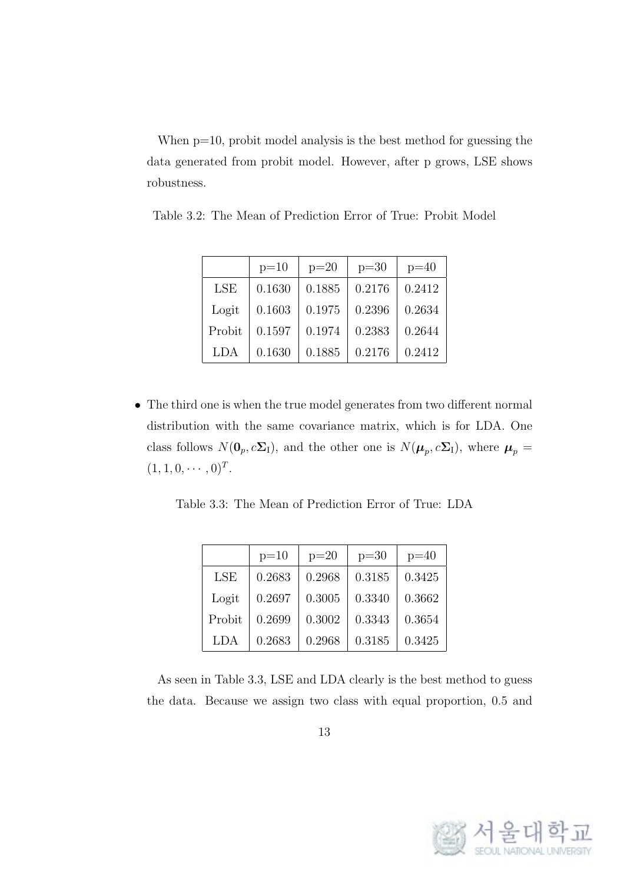When p=10, probit model analysis is the best method for guessing the data generated from probit model. However, after p grows, LSE shows robustness.

Table 3.2: The Mean of Prediction Error of True: Probit Model

| | p=10 | p=20 | p=30 | p=40 |
|---|---|---|---|---|
| LSE | 0.1630 | 0.1885 | 0.2176 | 0.2412 |
| Logit | 0.1603 | 0.1975 | 0.2396 | 0.2634 |
| Probit | 0.1597 | 0.1974 | 0.2383 | 0.2644 |
| LDA | 0.1630 | 0.1885 | 0.2176 | 0.2412 |

- The third one is when the true model generates from two different normal distribution with the same covariance matrix, which is for LDA. One class follows $N(\mathbf{0}_p, c\mathbf{\Sigma}_\mathrm{I})$, and the other one is $N(\boldsymbol{\mu}_p, c\mathbf{\Sigma}_\mathrm{I})$, where $\boldsymbol{\mu}_p = (1, 1, 0, \cdots, 0)^T$.

Table 3.3: The Mean of Prediction Error of True: LDA

| | p=10 | p=20 | p=30 | p=40 |
|---|---|---|---|---|
| LSE | 0.2683 | 0.2968 | 0.3185 | 0.3425 |
| Logit | 0.2697 | 0.3005 | 0.3340 | 0.3662 |
| Probit | 0.2699 | 0.3002 | 0.3343 | 0.3654 |
| LDA | 0.2683 | 0.2968 | 0.3185 | 0.3425 |

As seen in Table 3.3, LSE and LDA clearly is the best method to guess the data. Because we assign two class with equal proportion, 0.5 and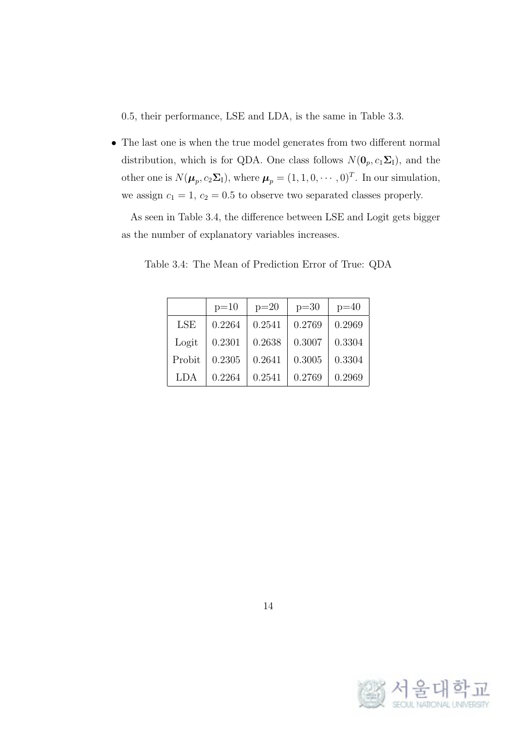0.5, their performance, LSE and LDA, is the same in Table 3.3.

- The last one is when the true model generates from two different normal distribution, which is for QDA. One class follows $N(\mathbf{0}_p, c_1\mathbf{\Sigma}_\mathrm{I})$, and the other one is $N(\boldsymbol{\mu}_p, c_2\mathbf{\Sigma}_\mathrm{I})$, where $\boldsymbol{\mu}_p = (1, 1, 0, \cdots, 0)^T$. In our simulation, we assign $c_1 = 1$, $c_2 = 0.5$ to observe two separated classes properly.

  As seen in Table 3.4, the difference between LSE and Logit gets bigger as the number of explanatory variables increases.

Table 3.4: The Mean of Prediction Error of True: QDA

| | p=10 | p=20 | p=30 | p=40 |
|---|---|---|---|---|
| LSE | 0.2264 | 0.2541 | 0.2769 | 0.2969 |
| Logit | 0.2301 | 0.2638 | 0.3007 | 0.3304 |
| Probit | 0.2305 | 0.2641 | 0.3005 | 0.3304 |
| LDA | 0.2264 | 0.2541 | 0.2769 | 0.2969 |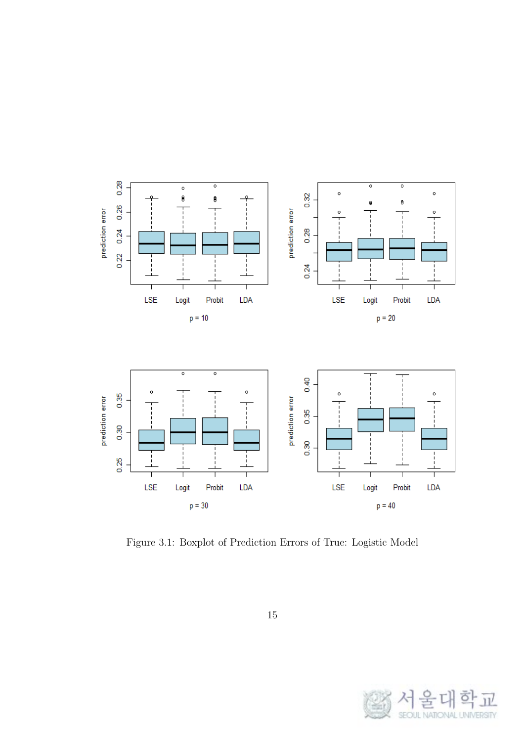Figure 3.1: Boxplot of Prediction Errors of True: Logistic Model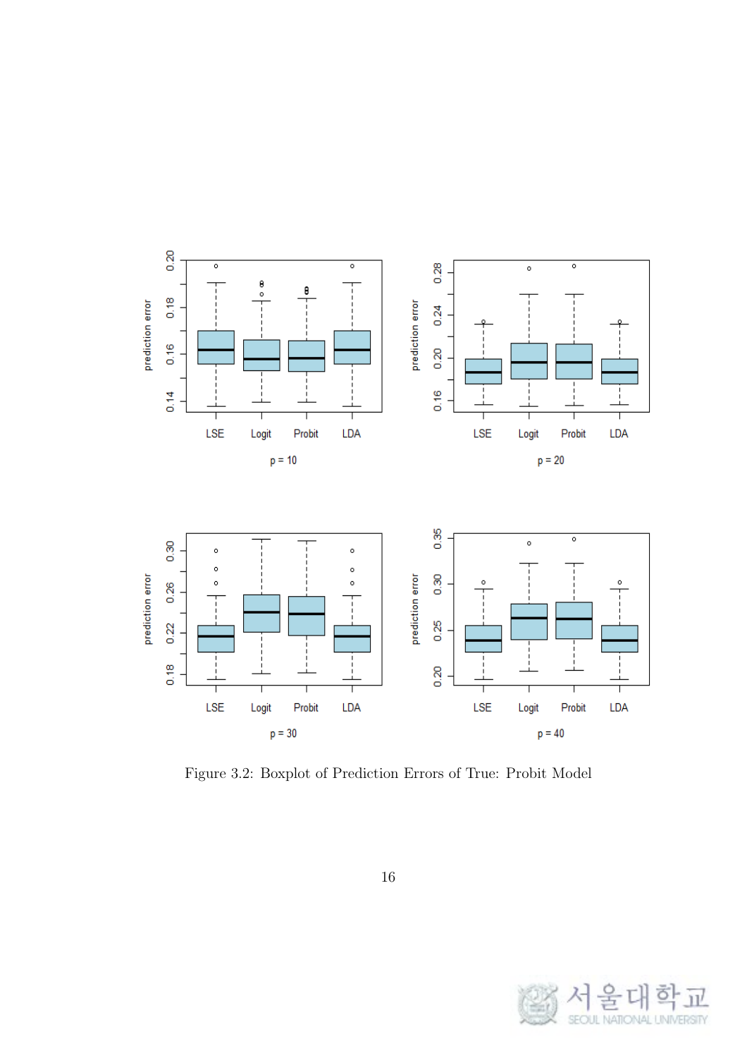Figure 3.2: Boxplot of Prediction Errors of True: Probit Model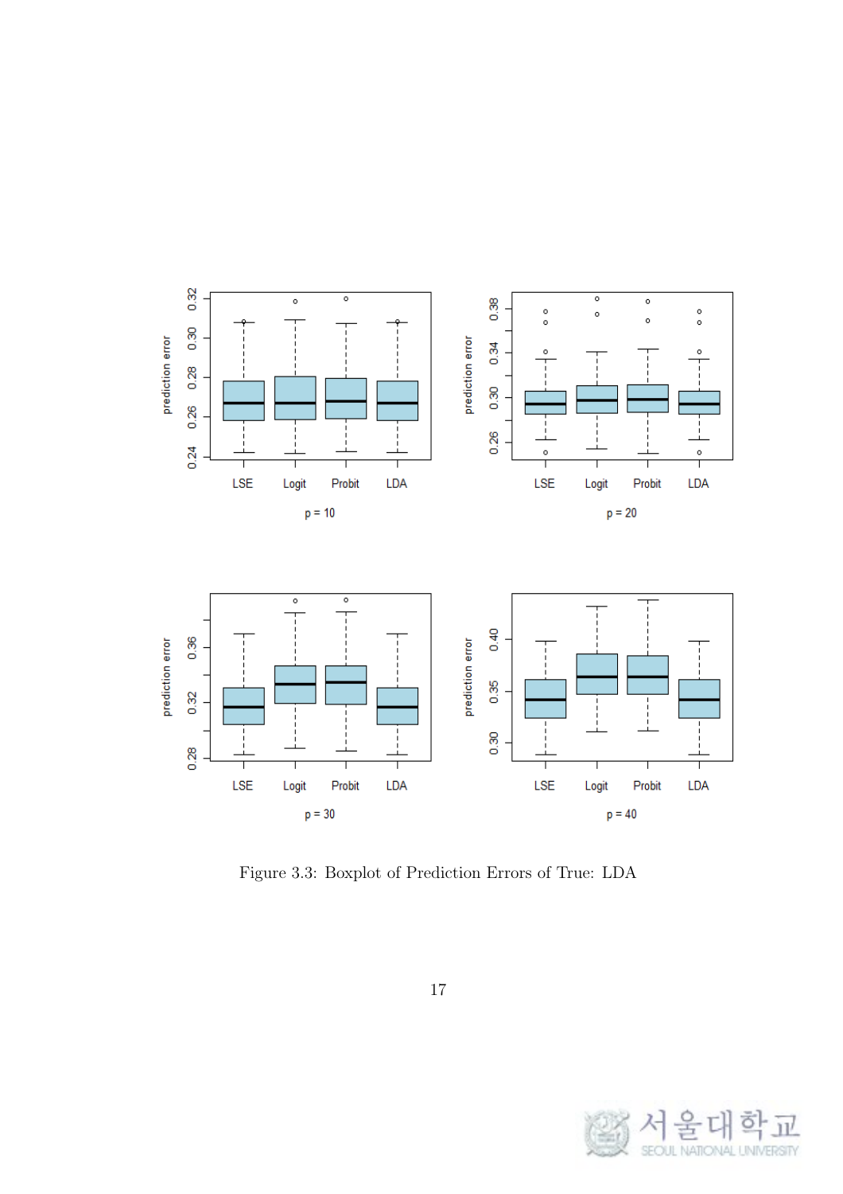Figure 3.3: Boxplot of Prediction Errors of True: LDA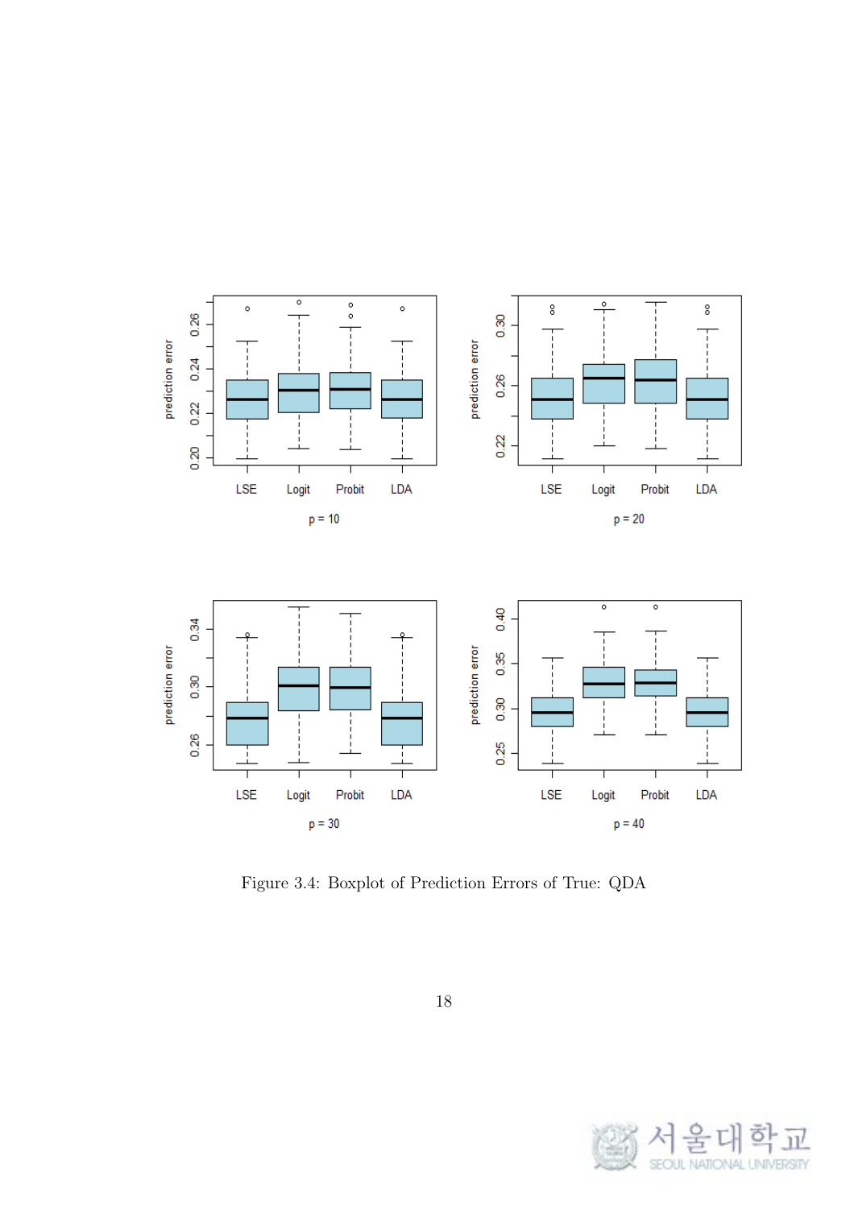Figure 3.4: Boxplot of Prediction Errors of True: QDA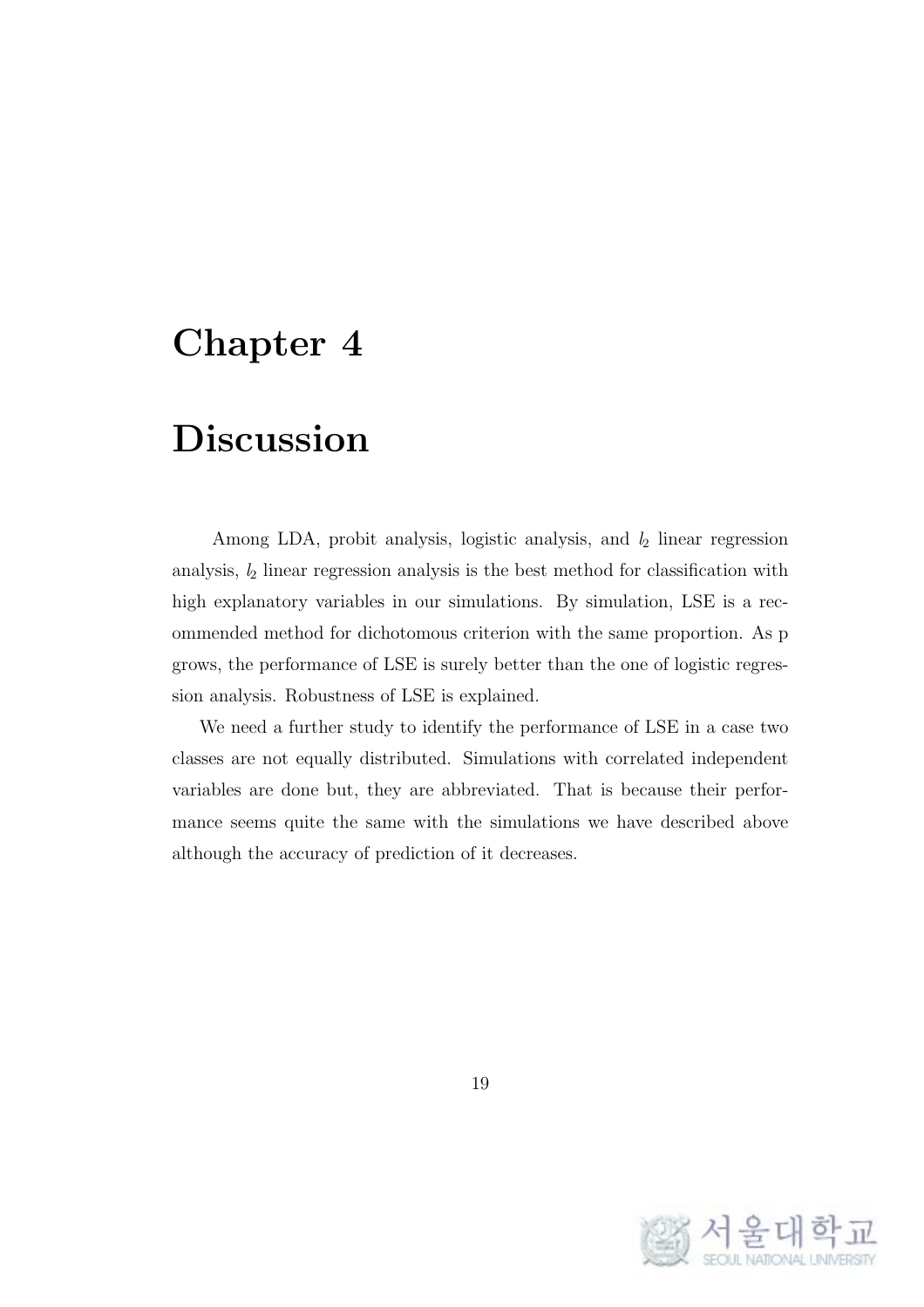# Chapter 4

# Discussion

Among LDA, probit analysis, logistic analysis, and $l_2$ linear regression analysis, $l_2$ linear regression analysis is the best method for classification with high explanatory variables in our simulations. By simulation, LSE is a recommended method for dichotomous criterion with the same proportion. As p grows, the performance of LSE is surely better than the one of logistic regression analysis. Robustness of LSE is explained.

We need a further study to identify the performance of LSE in a case two classes are not equally distributed. Simulations with correlated independent variables are done but, they are abbreviated. That is because their performance seems quite the same with the simulations we have described above although the accuracy of prediction of it decreases.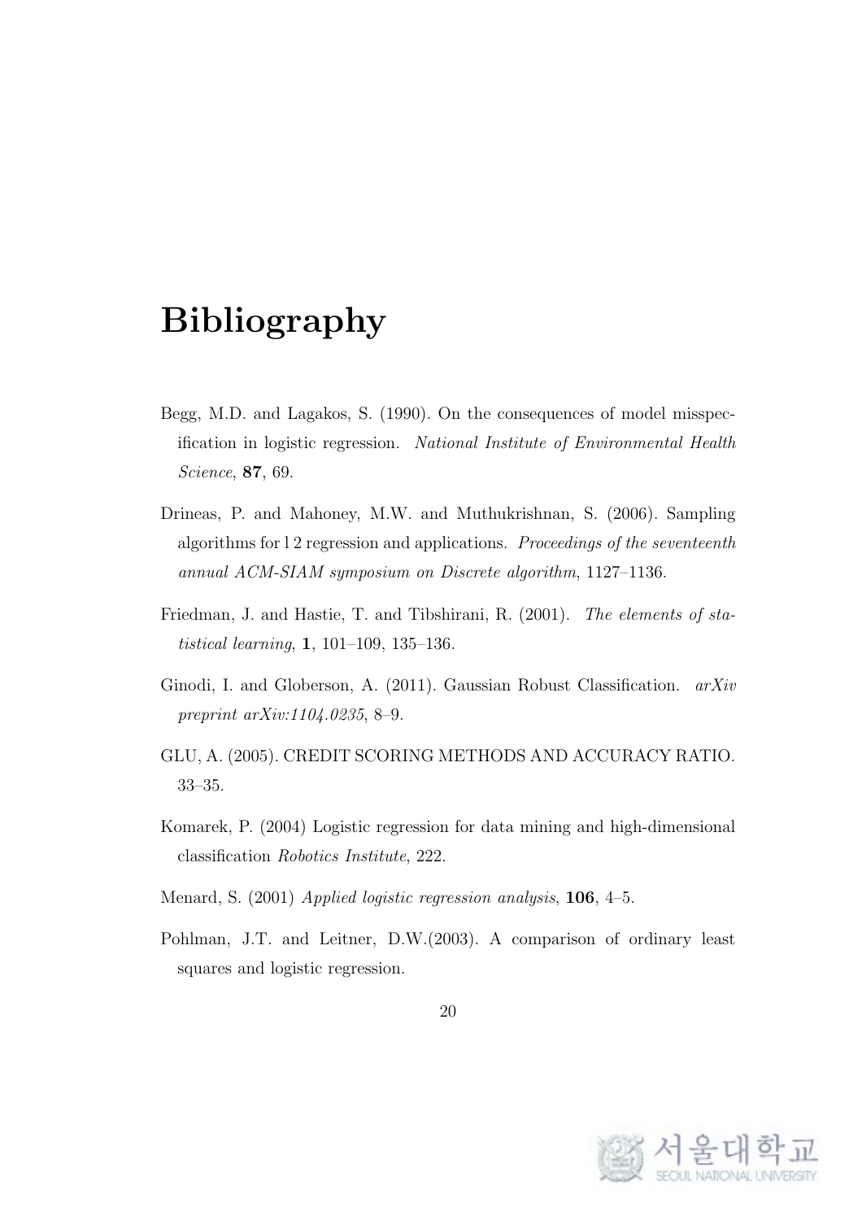# Bibliography

Begg, M.D. and Lagakos, S. (1990). On the consequences of model misspecification in logistic regression. *National Institute of Environmental Health Science*, **87**, 69.

Drineas, P. and Mahoney, M.W. and Muthukrishnan, S. (2006). Sampling algorithms for l 2 regression and applications. *Proceedings of the seventeenth annual ACM-SIAM symposium on Discrete algorithm*, 1127–1136.

Friedman, J. and Hastie, T. and Tibshirani, R. (2001). *The elements of statistical learning*, **1**, 101–109, 135–136.

Ginodi, I. and Globerson, A. (2011). Gaussian Robust Classification. *arXiv preprint arXiv:1104.0235*, 8–9.

GLU, A. (2005). CREDIT SCORING METHODS AND ACCURACY RATIO. 33–35.

Komarek, P. (2004) Logistic regression for data mining and high-dimensional classification *Robotics Institute*, 222.

Menard, S. (2001) *Applied logistic regression analysis*, **106**, 4–5.

Pohlman, J.T. and Leitner, D.W.(2003). A comparison of ordinary least squares and logistic regression.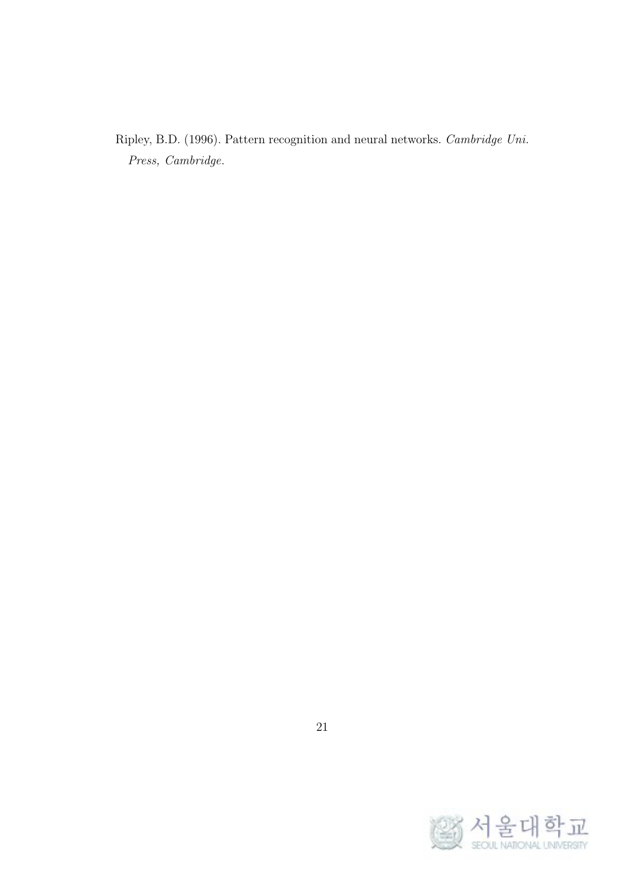Ripley, B.D. (1996). Pattern recognition and neural networks. *Cambridge Uni. Press, Cambridge.*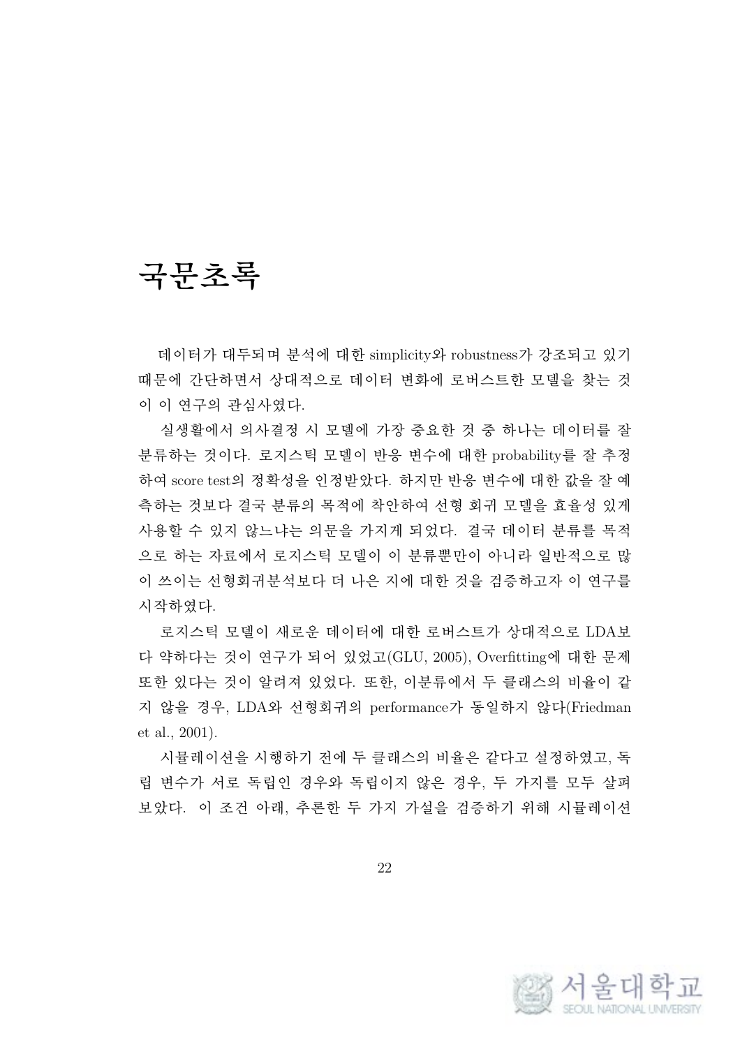# 국문초록

데이터가 대두되며 분석에 대한 simplicity와 robustness가 강조되고 있기 때문에 간단하면서 상대적으로 데이터 변화에 로버스트한 모델을 찾는 것이 이 연구의 관심사였다.

실생활에서 의사결정 시 모델에 가장 중요한 것 중 하나는 데이터를 잘 분류하는 것이다. 로지스틱 모델이 반응 변수에 대한 probability를 잘 추정하여 score test의 정확성을 인정받았다. 하지만 반응 변수에 대한 값을 잘 예측하는 것보다 결국 분류의 목적에 착안하여 선형 회귀 모델을 효율성 있게 사용할 수 있지 않느냐는 의문을 가지게 되었다. 결국 데이터 분류를 목적으로 하는 자료에서 로지스틱 모델이 이 분류뿐만이 아니라 일반적으로 많이 쓰이는 선형회귀분석보다 더 나은 지에 대한 것을 검증하고자 이 연구를 시작하였다.

로지스틱 모델이 새로운 데이터에 대한 로버스트가 상대적으로 LDA보다 약하다는 것이 연구가 되어 있었고(GLU, 2005), Overfitting에 대한 문제 또한 있다는 것이 알려져 있었다. 또한, 이분류에서 두 클래스의 비율이 같지 않을 경우, LDA와 선형회귀의 performance가 동일하지 않다(Friedman et al., 2001).

시뮬레이션을 시행하기 전에 두 클래스의 비율은 같다고 설정하였고, 독립 변수가 서로 독립인 경우와 독립이지 않은 경우, 두 가지를 모두 살펴보았다. 이 조건 아래, 추론한 두 가지 가설을 검증하기 위해 시뮬레이션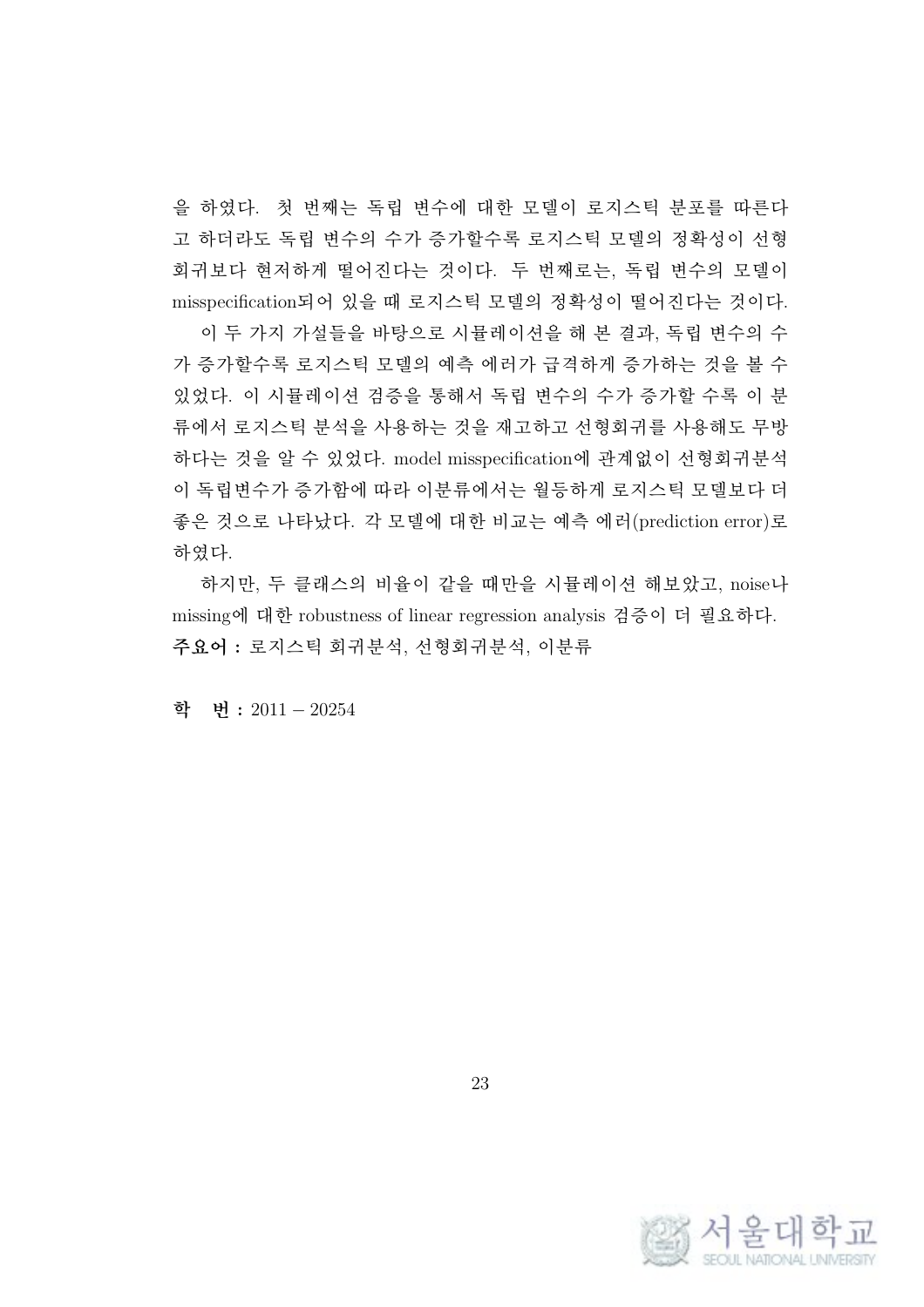을 하였다. 첫 번째는 독립 변수에 대한 모델이 로지스틱 분포를 따른다고 하더라도 독립 변수의 수가 증가할수록 로지스틱 모델의 정확성이 선형회귀보다 현저하게 떨어진다는 것이다. 두 번째로는, 독립 변수의 모델이 misspecification되어 있을 때 로지스틱 모델의 정확성이 떨어진다는 것이다.

이 두 가지 가설들을 바탕으로 시뮬레이션을 해 본 결과, 독립 변수의 수가 증가할수록 로지스틱 모델의 예측 에러가 급격하게 증가하는 것을 볼 수 있었다. 이 시뮬레이션 검증을 통해서 독립 변수의 수가 증가할 수록 이 분류에서 로지스틱 분석을 사용하는 것을 재고하고 선형회귀를 사용해도 무방하다는 것을 알 수 있었다. model misspecification에 관계없이 선형회귀분석이 독립변수가 증가함에 따라 이분류에서는 월등하게 로지스틱 모델보다 더 좋은 것으로 나타났다. 각 모델에 대한 비교는 예측 에러(prediction error)로 하였다.

하지만, 두 클래스의 비율이 같을 때만을 시뮬레이션 해보았고, noise나 missing에 대한 robustness of linear regression analysis 검증이 더 필요하다.

**주요어 :** 로지스틱 회귀분석, 선형회귀분석, 이분류

**학 번 :** 2011 − 20254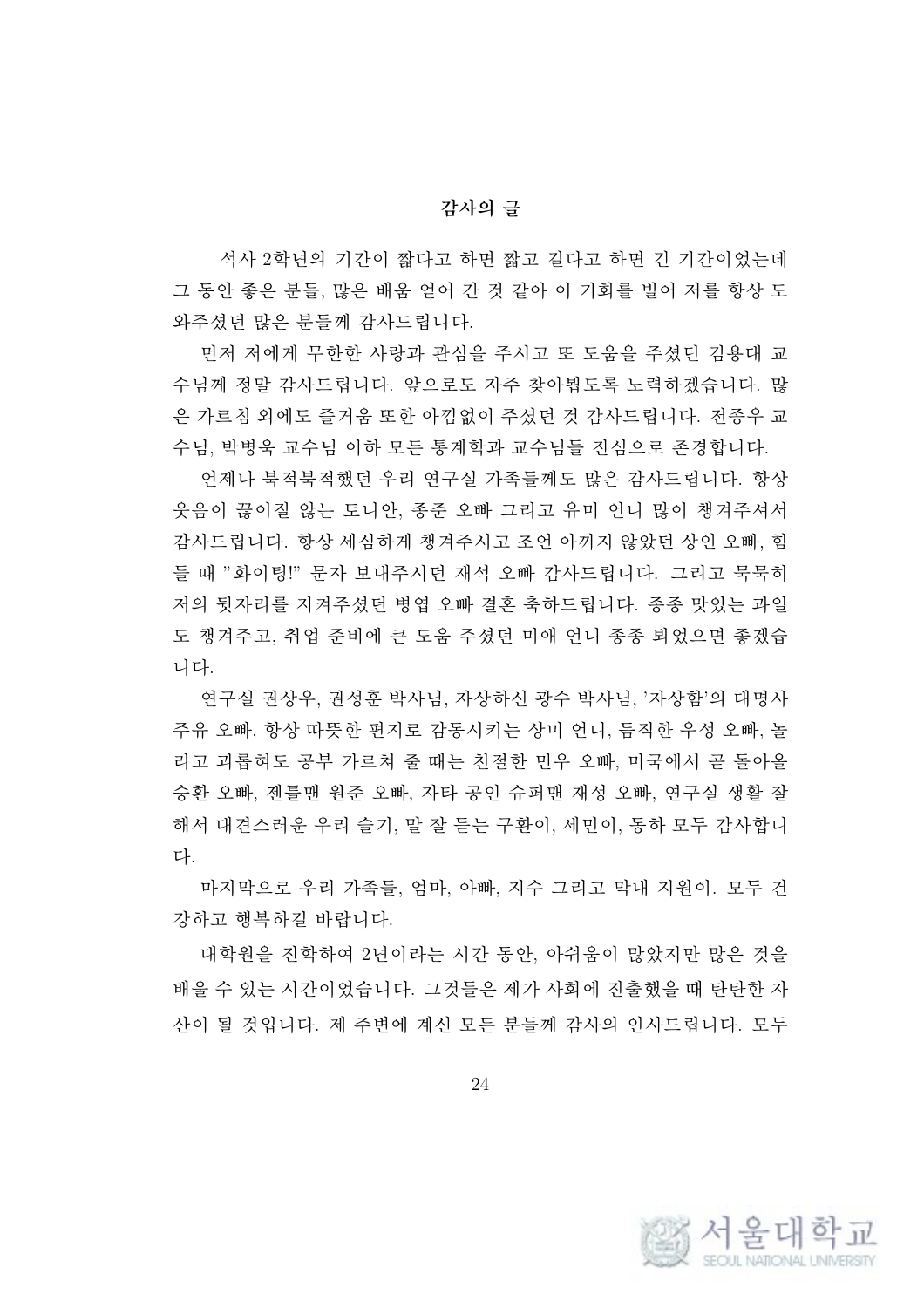# 감사의 글

석사 2학년의 기간이 짧다고 하면 짧고 길다고 하면 긴 기간이었는데 그 동안 좋은 분들, 많은 배움 얻어 간 것 같아 이 기회를 빌어 저를 항상 도와주셨던 많은 분들께 감사드립니다.

먼저 저에게 무한한 사랑과 관심을 주시고 또 도움을 주셨던 김용대 교수님께 정말 감사드립니다. 앞으로도 자주 찾아뵙도록 노력하겠습니다. 많은 가르침 외에도 즐거움 또한 아낌없이 주셨던 것 감사드립니다. 전종우 교수님, 박병욱 교수님 이하 모든 통계학과 교수님들 진심으로 존경합니다.

언제나 북적북적했던 우리 연구실 가족들께도 많은 감사드립니다. 항상 웃음이 끊이질 않는 토니안, 종준 오빠 그리고 유미 언니 많이 챙겨주셔서 감사드립니다. 항상 세심하게 챙겨주시고 조언 아끼지 않았던 상인 오빠, 힘들 때 "화이팅!" 문자 보내주시던 재석 오빠 감사드립니다. 그리고 묵묵히 저의 뒷자리를 지켜주셨던 병엽 오빠 결혼 축하드립니다. 종종 맛있는 과일도 챙겨주고, 취업 준비에 큰 도움 주셨던 미애 언니 종종 뵈었으면 좋겠습니다.

연구실 권상우, 권성훈 박사님, 자상하신 광수 박사님, '자상함'의 대명사 주유 오빠, 항상 따뜻한 편지로 감동시키는 상미 언니, 듬직한 우성 오빠, 놀리고 괴롭혀도 공부 가르쳐 줄 때는 친절한 민우 오빠, 미국에서 곧 돌아올 승환 오빠, 젠틀맨 원준 오빠, 자타 공인 슈퍼맨 재성 오빠, 연구실 생활 잘 해서 대견스러운 우리 슬기, 말 잘 듣는 구환이, 세민이, 동하 모두 감사합니다.

마지막으로 우리 가족들, 엄마, 아빠, 지수 그리고 막내 지원이. 모두 건강하고 행복하길 바랍니다.

대학원을 진학하여 2년이라는 시간 동안, 아쉬움이 많았지만 많은 것을 배울 수 있는 시간이었습니다. 그것들은 제가 사회에 진출했을 때 탄탄한 자산이 될 것입니다. 제 주변에 계신 모든 분들께 감사의 인사드립니다. 모두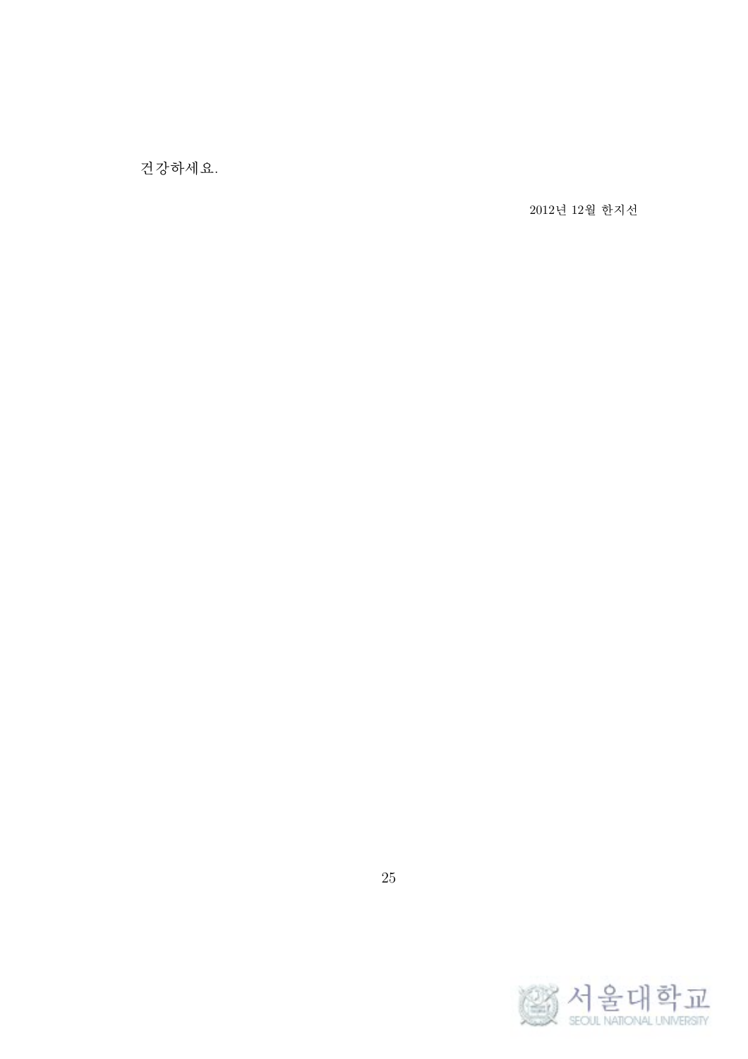건강하세요.

2012년 12월 한지선